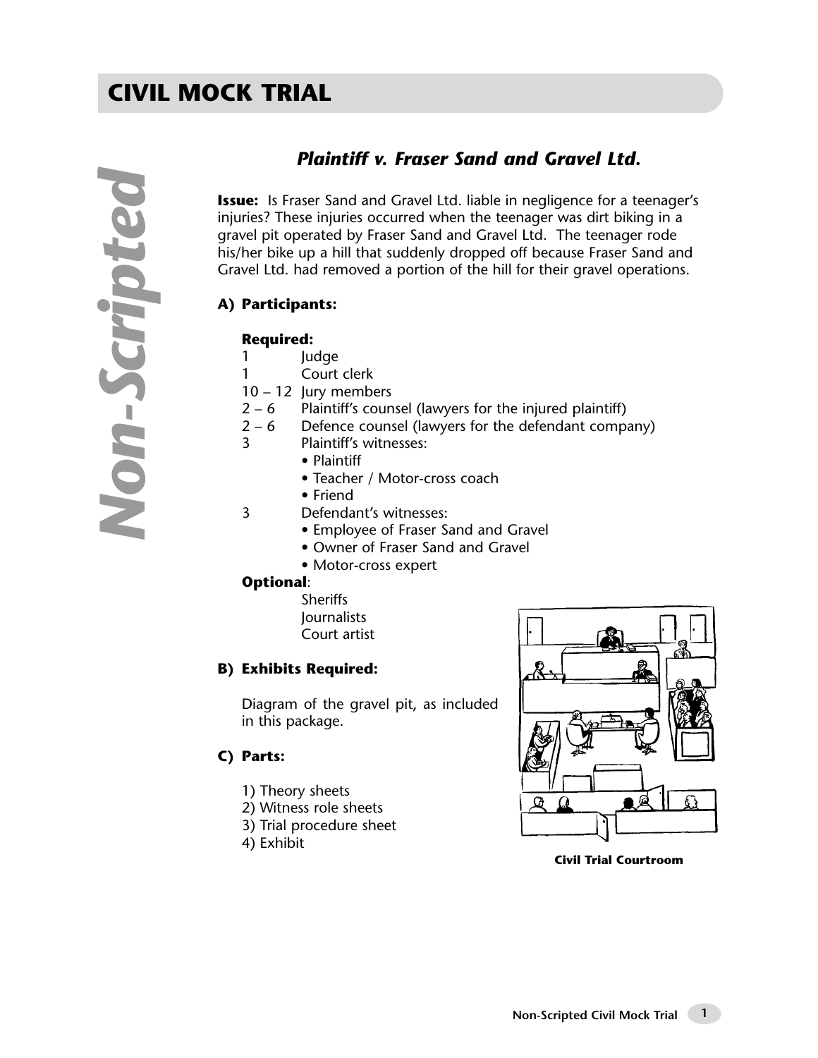# CIVIL MOCK TRIAL

*Non-Scripted*

## *Plaintiff v. Fraser Sand and Gravel Ltd.*

**Issue:** Is Fraser Sand and Gravel Ltd. liable in negligence for a teenager's injuries? These injuries occurred when the teenager was dirt biking in a gravel pit operated by Fraser Sand and Gravel Ltd. The teenager rode his/her bike up a hill that suddenly dropped off because Fraser Sand and Gravel Ltd. had removed a portion of the hill for their gravel operations.

### A) Participants:

**Required:**

- 1 Judge
- 1 Court clerk
- 10 – 12 Jury members
- 2 – 6 Plaintiff's counsel (lawyers for the injured plaintiff)
- 2 – 6 Defence counsel (lawyers for the defendant company)
- 3 Plaintiff's witnesses:
  - Plaintiff
  - Teacher / Motor-cross coach
  - Friend
- 3 Defendant's witnesses:
  - Employee of Fraser Sand and Gravel
  - Owner of Fraser Sand and Gravel
  - Motor-cross expert

**Optional**:

- Sheriffs
- Journalists
- Court artist

### B) Exhibits Required:

Diagram of the gravel pit, as included in this package.

### C) Parts:

1) Theory sheets
2) Witness role sheets
3) Trial procedure sheet
4) Exhibit

**Civil Trial Courtroom**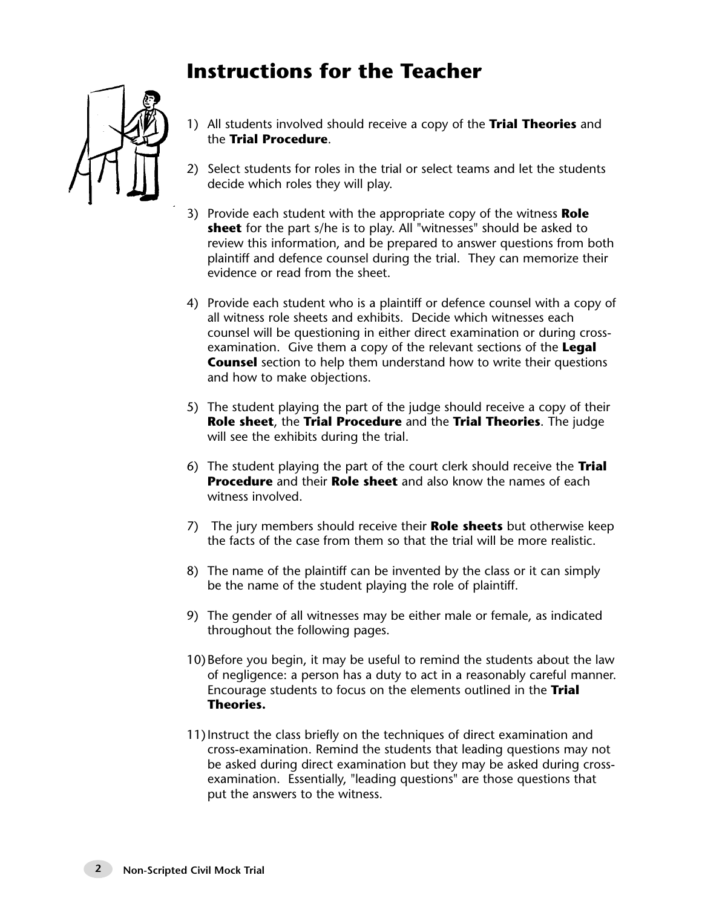# Instructions for the Teacher

1) All students involved should receive a copy of the **Trial Theories** and the **Trial Procedure**.

2) Select students for roles in the trial or select teams and let the students decide which roles they will play.

3) Provide each student with the appropriate copy of the witness **Role sheet** for the part s/he is to play. All "witnesses" should be asked to review this information, and be prepared to answer questions from both plaintiff and defence counsel during the trial. They can memorize their evidence or read from the sheet.

4) Provide each student who is a plaintiff or defence counsel with a copy of all witness role sheets and exhibits. Decide which witnesses each counsel will be questioning in either direct examination or during cross-examination. Give them a copy of the relevant sections of the **Legal Counsel** section to help them understand how to write their questions and how to make objections.

5) The student playing the part of the judge should receive a copy of their **Role sheet**, the **Trial Procedure** and the **Trial Theories**. The judge will see the exhibits during the trial.

6) The student playing the part of the court clerk should receive the **Trial Procedure** and their **Role sheet** and also know the names of each witness involved.

7) The jury members should receive their **Role sheets** but otherwise keep the facts of the case from them so that the trial will be more realistic.

8) The name of the plaintiff can be invented by the class or it can simply be the name of the student playing the role of plaintiff.

9) The gender of all witnesses may be either male or female, as indicated throughout the following pages.

10) Before you begin, it may be useful to remind the students about the law of negligence: a person has a duty to act in a reasonably careful manner. Encourage students to focus on the elements outlined in the **Trial Theories.**

11) Instruct the class briefly on the techniques of direct examination and cross-examination. Remind the students that leading questions may not be asked during direct examination but they may be asked during cross-examination. Essentially, "leading questions" are those questions that put the answers to the witness.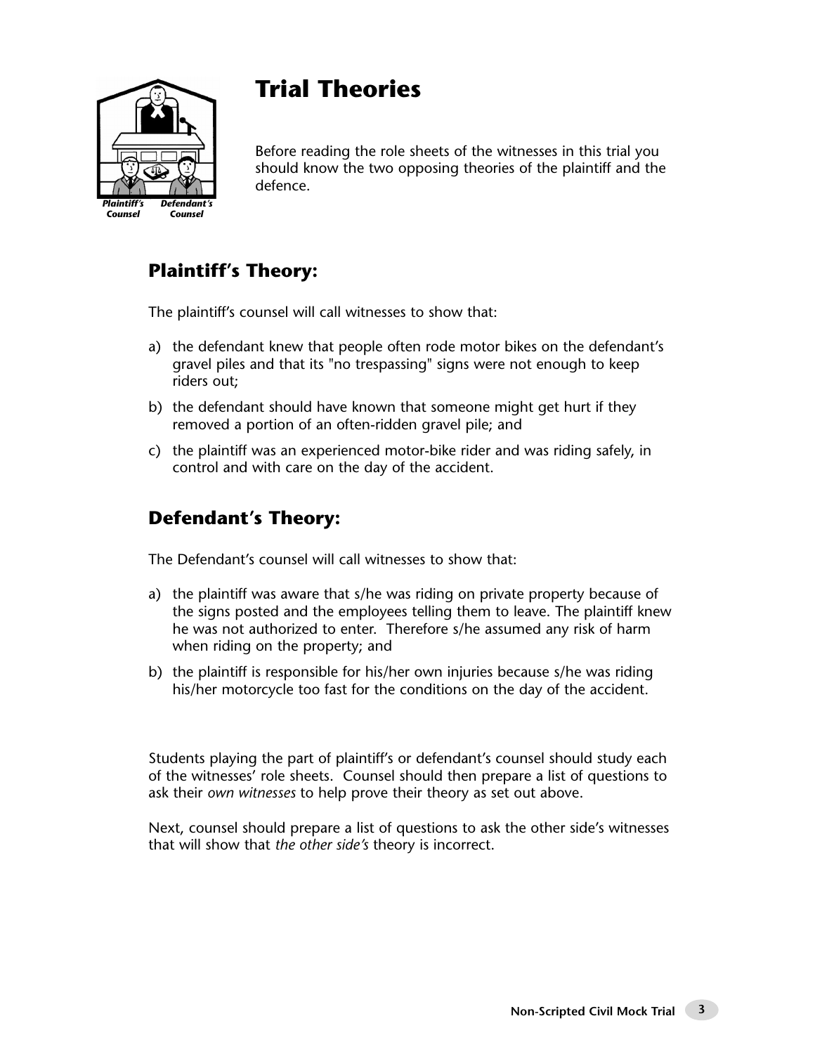# Trial Theories

Before reading the role sheets of the witnesses in this trial you should know the two opposing theories of the plaintiff and the defence.

## Plaintiff's Theory:

The plaintiff's counsel will call witnesses to show that:

a) the defendant knew that people often rode motor bikes on the defendant's gravel piles and that its "no trespassing" signs were not enough to keep riders out;

b) the defendant should have known that someone might get hurt if they removed a portion of an often-ridden gravel pile; and

c) the plaintiff was an experienced motor-bike rider and was riding safely, in control and with care on the day of the accident.

## Defendant's Theory:

The Defendant's counsel will call witnesses to show that:

a) the plaintiff was aware that s/he was riding on private property because of the signs posted and the employees telling them to leave. The plaintiff knew he was not authorized to enter. Therefore s/he assumed any risk of harm when riding on the property; and

b) the plaintiff is responsible for his/her own injuries because s/he was riding his/her motorcycle too fast for the conditions on the day of the accident.

Students playing the part of plaintiff's or defendant's counsel should study each of the witnesses' role sheets. Counsel should then prepare a list of questions to ask their *own witnesses* to help prove their theory as set out above.

Next, counsel should prepare a list of questions to ask the other side's witnesses that will show that *the other side's* theory is incorrect.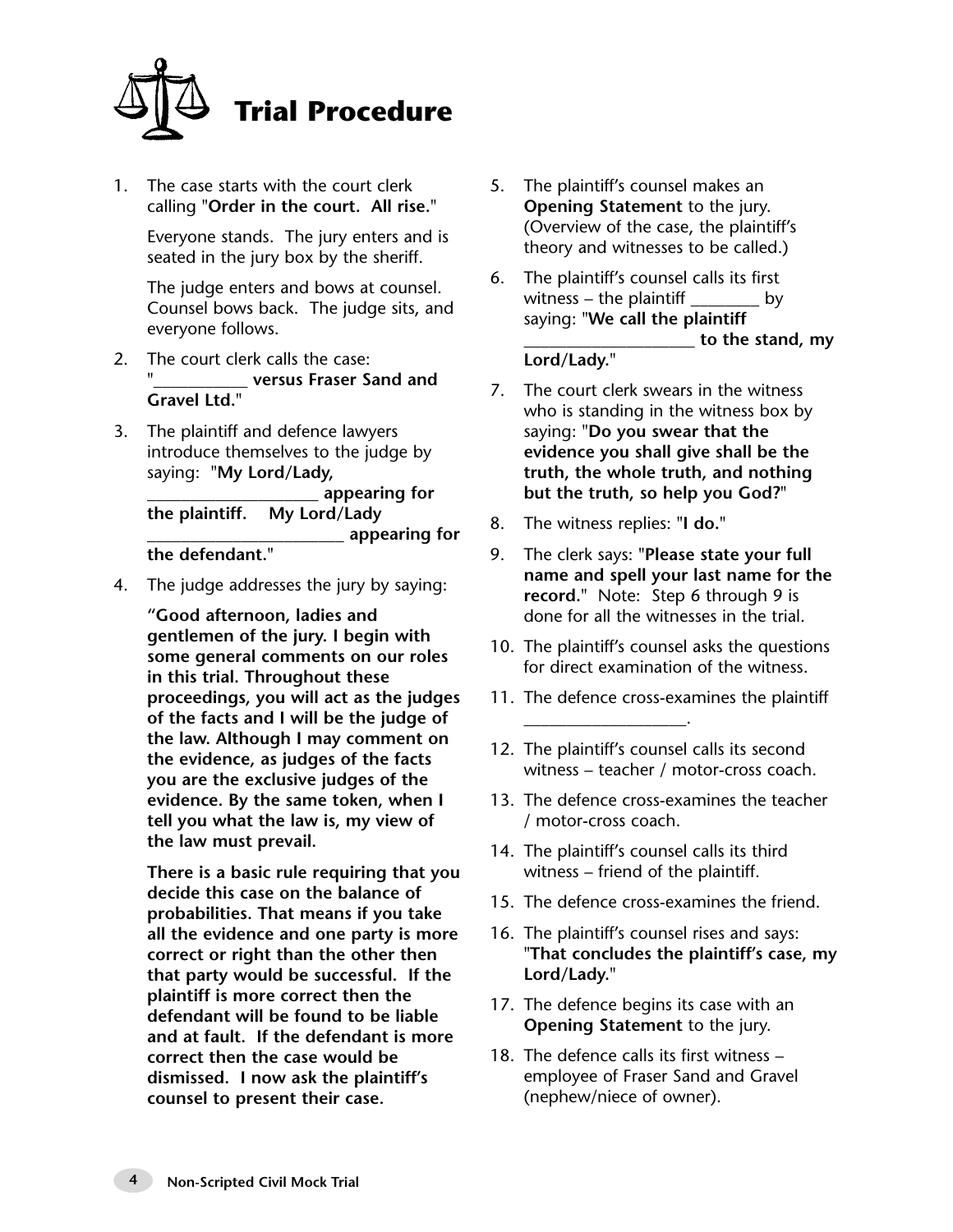# Trial Procedure

1. The case starts with the court clerk calling "**Order in the court. All rise.**"

   Everyone stands. The jury enters and is seated in the jury box by the sheriff.

   The judge enters and bows at counsel. Counsel bows back. The judge sits, and everyone follows.

2. The court clerk calls the case: "___________ **versus Fraser Sand and Gravel Ltd.**"

3. The plaintiff and defence lawyers introduce themselves to the judge by saying: "**My Lord/Lady, ____________________ appearing for the plaintiff. My Lord/Lady ________________________ appearing for the defendant.**"

4. The judge addresses the jury by saying:

   **"Good afternoon, ladies and gentlemen of the jury. I begin with some general comments on our roles in this trial. Throughout these proceedings, you will act as the judges of the facts and I will be the judge of the law. Although I may comment on the evidence, as judges of the facts you are the exclusive judges of the evidence. By the same token, when I tell you what the law is, my view of the law must prevail.**

   **There is a basic rule requiring that you decide this case on the balance of probabilities. That means if you take all the evidence and one party is more correct or right than the other then that party would be successful. If the plaintiff is more correct then the defendant will be found to be liable and at fault. If the defendant is more correct then the case would be dismissed. I now ask the plaintiff's counsel to present their case.**

5. The plaintiff's counsel makes an **Opening Statement** to the jury. (Overview of the case, the plaintiff's theory and witnesses to be called.)

6. The plaintiff's counsel calls its first witness – the plaintiff ________ by saying: "**We call the plaintiff ____________________ to the stand, my Lord/Lady.**"

7. The court clerk swears in the witness who is standing in the witness box by saying: "**Do you swear that the evidence you shall give shall be the truth, the whole truth, and nothing but the truth, so help you God?**"

8. The witness replies: "**I do.**"

9. The clerk says: "**Please state your full name and spell your last name for the record.**" Note: Step 6 through 9 is done for all the witnesses in the trial.

10. The plaintiff's counsel asks the questions for direct examination of the witness.

11. The defence cross-examines the plaintiff ___________________.

12. The plaintiff's counsel calls its second witness – teacher / motor-cross coach.

13. The defence cross-examines the teacher / motor-cross coach.

14. The plaintiff's counsel calls its third witness – friend of the plaintiff.

15. The defence cross-examines the friend.

16. The plaintiff's counsel rises and says: "**That concludes the plaintiff's case, my Lord/Lady.**"

17. The defence begins its case with an **Opening Statement** to the jury.

18. The defence calls its first witness – employee of Fraser Sand and Gravel (nephew/niece of owner).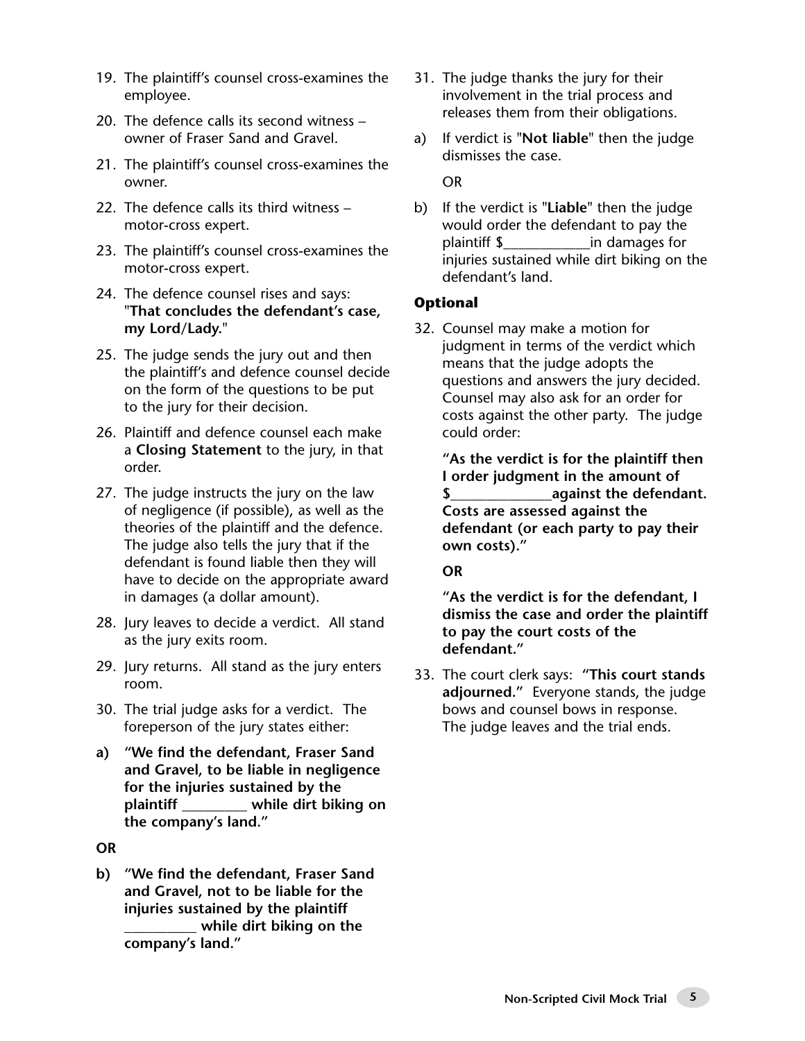19. The plaintiff's counsel cross-examines the employee.

20. The defence calls its second witness – owner of Fraser Sand and Gravel.

21. The plaintiff's counsel cross-examines the owner.

22. The defence calls its third witness – motor-cross expert.

23. The plaintiff's counsel cross-examines the motor-cross expert.

24. The defence counsel rises and says: "**That concludes the defendant's case, my Lord/Lady.**"

25. The judge sends the jury out and then the plaintiff's and defence counsel decide on the form of the questions to be put to the jury for their decision.

26. Plaintiff and defence counsel each make a **Closing Statement** to the jury, in that order.

27. The judge instructs the jury on the law of negligence (if possible), as well as the theories of the plaintiff and the defence. The judge also tells the jury that if the defendant is found liable then they will have to decide on the appropriate award in damages (a dollar amount).

28. Jury leaves to decide a verdict. All stand as the jury exits room.

29. Jury returns. All stand as the jury enters room.

30. The trial judge asks for a verdict. The foreperson of the jury states either:

**a) "We find the defendant, Fraser Sand and Gravel, to be liable in negligence for the injuries sustained by the plaintiff _________ while dirt biking on the company's land."**

**OR**

**b) "We find the defendant, Fraser Sand and Gravel, not to be liable for the injuries sustained by the plaintiff __________ while dirt biking on the company's land."**

31. The judge thanks the jury for their involvement in the trial process and releases them from their obligations.

a) If verdict is "**Not liable**" then the judge dismisses the case.

   OR

b) If the verdict is "**Liable**" then the judge would order the defendant to pay the plaintiff $____________in damages for injuries sustained while dirt biking on the defendant's land.

### Optional

32. Counsel may make a motion for judgment in terms of the verdict which means that the judge adopts the questions and answers the jury decided. Counsel may also ask for an order for costs against the other party. The judge could order:

    **"As the verdict is for the plaintiff then I order judgment in the amount of $______________against the defendant. Costs are assessed against the defendant (or each party to pay their own costs)."**

    **OR**

    **"As the verdict is for the defendant, I dismiss the case and order the plaintiff to pay the court costs of the defendant."**

33. The court clerk says: **"This court stands adjourned."** Everyone stands, the judge bows and counsel bows in response. The judge leaves and the trial ends.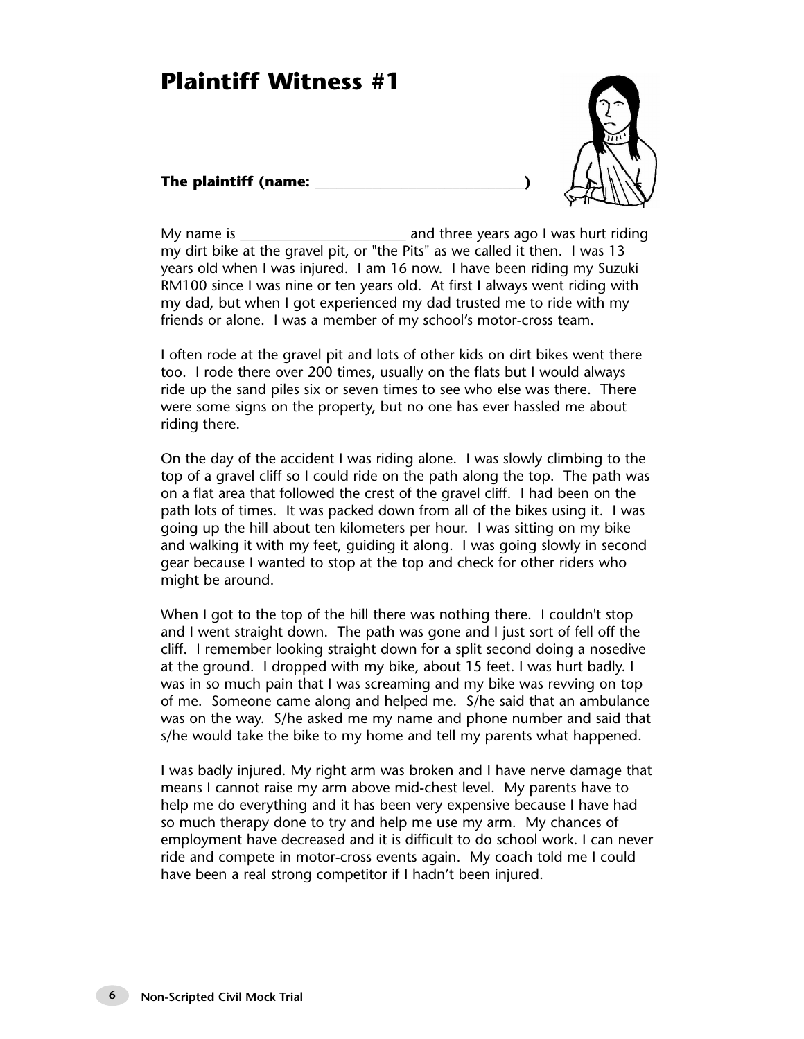# Plaintiff Witness #1

**The plaintiff (name: ____________________________)**

My name is ______________________ and three years ago I was hurt riding my dirt bike at the gravel pit, or "the Pits" as we called it then. I was 13 years old when I was injured. I am 16 now. I have been riding my Suzuki RM100 since I was nine or ten years old. At first I always went riding with my dad, but when I got experienced my dad trusted me to ride with my friends or alone. I was a member of my school's motor-cross team.

I often rode at the gravel pit and lots of other kids on dirt bikes went there too. I rode there over 200 times, usually on the flats but I would always ride up the sand piles six or seven times to see who else was there. There were some signs on the property, but no one has ever hassled me about riding there.

On the day of the accident I was riding alone. I was slowly climbing to the top of a gravel cliff so I could ride on the path along the top. The path was on a flat area that followed the crest of the gravel cliff. I had been on the path lots of times. It was packed down from all of the bikes using it. I was going up the hill about ten kilometers per hour. I was sitting on my bike and walking it with my feet, guiding it along. I was going slowly in second gear because I wanted to stop at the top and check for other riders who might be around.

When I got to the top of the hill there was nothing there. I couldn't stop and I went straight down. The path was gone and I just sort of fell off the cliff. I remember looking straight down for a split second doing a nosedive at the ground. I dropped with my bike, about 15 feet. I was hurt badly. I was in so much pain that I was screaming and my bike was revving on top of me. Someone came along and helped me. S/he said that an ambulance was on the way. S/he asked me my name and phone number and said that s/he would take the bike to my home and tell my parents what happened.

I was badly injured. My right arm was broken and I have nerve damage that means I cannot raise my arm above mid-chest level. My parents have to help me do everything and it has been very expensive because I have had so much therapy done to try and help me use my arm. My chances of employment have decreased and it is difficult to do school work. I can never ride and compete in motor-cross events again. My coach told me I could have been a real strong competitor if I hadn't been injured.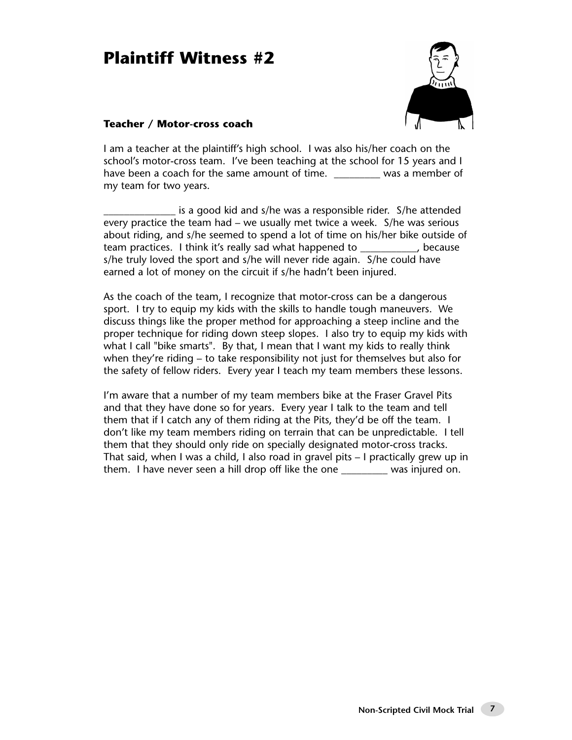# Plaintiff Witness #2

**Teacher / Motor-cross coach**

I am a teacher at the plaintiff's high school. I was also his/her coach on the school's motor-cross team. I've been teaching at the school for 15 years and I have been a coach for the same amount of time. _________ was a member of my team for two years.

______________ is a good kid and s/he was a responsible rider. S/he attended every practice the team had – we usually met twice a week. S/he was serious about riding, and s/he seemed to spend a lot of time on his/her bike outside of team practices. I think it's really sad what happened to ___________, because s/he truly loved the sport and s/he will never ride again. S/he could have earned a lot of money on the circuit if s/he hadn't been injured.

As the coach of the team, I recognize that motor-cross can be a dangerous sport. I try to equip my kids with the skills to handle tough maneuvers. We discuss things like the proper method for approaching a steep incline and the proper technique for riding down steep slopes. I also try to equip my kids with what I call "bike smarts". By that, I mean that I want my kids to really think when they're riding – to take responsibility not just for themselves but also for the safety of fellow riders. Every year I teach my team members these lessons.

I'm aware that a number of my team members bike at the Fraser Gravel Pits and that they have done so for years. Every year I talk to the team and tell them that if I catch any of them riding at the Pits, they'd be off the team. I don't like my team members riding on terrain that can be unpredictable. I tell them that they should only ride on specially designated motor-cross tracks. That said, when I was a child, I also road in gravel pits – I practically grew up in them. I have never seen a hill drop off like the one _________ was injured on.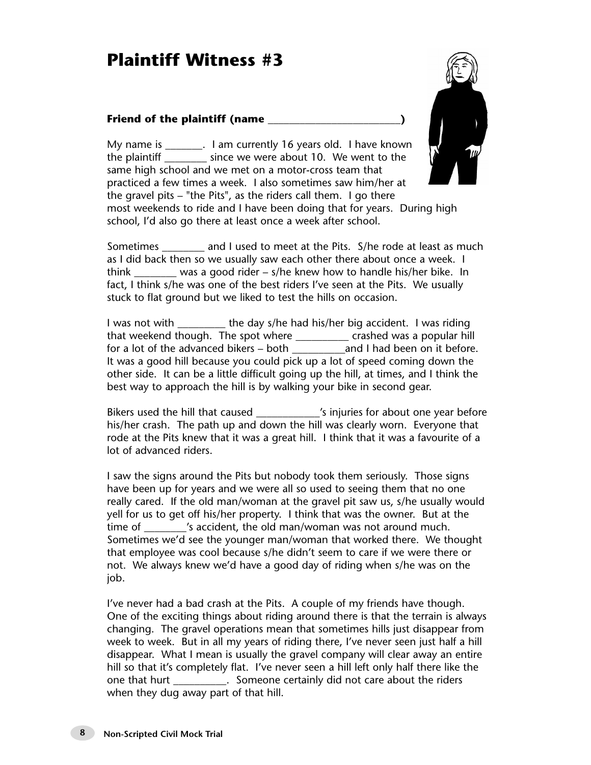# Plaintiff Witness #3

**Friend of the plaintiff (name \_\_\_\_\_\_\_\_\_\_\_\_\_\_\_\_\_\_\_\_\_\_\_\_\_\_)**

My name is \_\_\_\_\_\_\_. I am currently 16 years old. I have known the plaintiff \_\_\_\_\_\_\_\_ since we were about 10. We went to the same high school and we met on a motor-cross team that practiced a few times a week. I also sometimes saw him/her at the gravel pits – "the Pits", as the riders call them. I go there most weekends to ride and I have been doing that for years. During high school, I'd also go there at least once a week after school.

Sometimes \_\_\_\_\_\_\_\_ and I used to meet at the Pits. S/he rode at least as much as I did back then so we usually saw each other there about once a week. I think \_\_\_\_\_\_\_\_ was a good rider – s/he knew how to handle his/her bike. In fact, I think s/he was one of the best riders I've seen at the Pits. We usually stuck to flat ground but we liked to test the hills on occasion.

I was not with \_\_\_\_\_\_\_\_\_ the day s/he had his/her big accident. I was riding that weekend though. The spot where \_\_\_\_\_\_\_\_\_\_ crashed was a popular hill for a lot of the advanced bikers – both \_\_\_\_\_\_\_\_\_\_and I had been on it before. It was a good hill because you could pick up a lot of speed coming down the other side. It can be a little difficult going up the hill, at times, and I think the best way to approach the hill is by walking your bike in second gear.

Bikers used the hill that caused \_\_\_\_\_\_\_\_\_\_\_\_'s injuries for about one year before his/her crash. The path up and down the hill was clearly worn. Everyone that rode at the Pits knew that it was a great hill. I think that it was a favourite of a lot of advanced riders.

I saw the signs around the Pits but nobody took them seriously. Those signs have been up for years and we were all so used to seeing them that no one really cared. If the old man/woman at the gravel pit saw us, s/he usually would yell for us to get off his/her property. I think that was the owner. But at the time of \_\_\_\_\_\_\_\_'s accident, the old man/woman was not around much. Sometimes we'd see the younger man/woman that worked there. We thought that employee was cool because s/he didn't seem to care if we were there or not. We always knew we'd have a good day of riding when s/he was on the job.

I've never had a bad crash at the Pits. A couple of my friends have though. One of the exciting things about riding around there is that the terrain is always changing. The gravel operations mean that sometimes hills just disappear from week to week. But in all my years of riding there, I've never seen just half a hill disappear. What I mean is usually the gravel company will clear away an entire hill so that it's completely flat. I've never seen a hill left only half there like the one that hurt \_\_\_\_\_\_\_\_\_\_. Someone certainly did not care about the riders when they dug away part of that hill.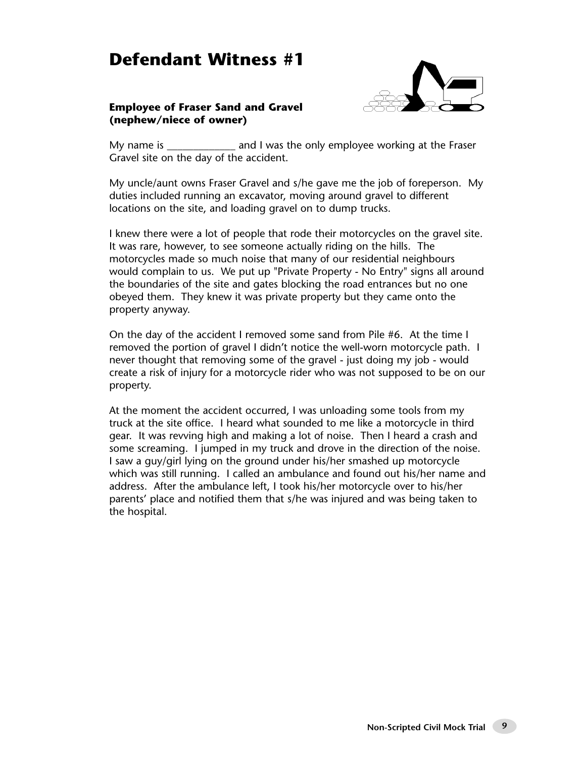# Defendant Witness #1

**Employee of Fraser Sand and Gravel (nephew/niece of owner)**

My name is _____________ and I was the only employee working at the Fraser Gravel site on the day of the accident.

My uncle/aunt owns Fraser Gravel and s/he gave me the job of foreperson. My duties included running an excavator, moving around gravel to different locations on the site, and loading gravel on to dump trucks.

I knew there were a lot of people that rode their motorcycles on the gravel site. It was rare, however, to see someone actually riding on the hills. The motorcycles made so much noise that many of our residential neighbours would complain to us. We put up "Private Property - No Entry" signs all around the boundaries of the site and gates blocking the road entrances but no one obeyed them. They knew it was private property but they came onto the property anyway.

On the day of the accident I removed some sand from Pile #6. At the time I removed the portion of gravel I didn't notice the well-worn motorcycle path. I never thought that removing some of the gravel - just doing my job - would create a risk of injury for a motorcycle rider who was not supposed to be on our property.

At the moment the accident occurred, I was unloading some tools from my truck at the site office. I heard what sounded to me like a motorcycle in third gear. It was revving high and making a lot of noise. Then I heard a crash and some screaming. I jumped in my truck and drove in the direction of the noise. I saw a guy/girl lying on the ground under his/her smashed up motorcycle which was still running. I called an ambulance and found out his/her name and address. After the ambulance left, I took his/her motorcycle over to his/her parents' place and notified them that s/he was injured and was being taken to the hospital.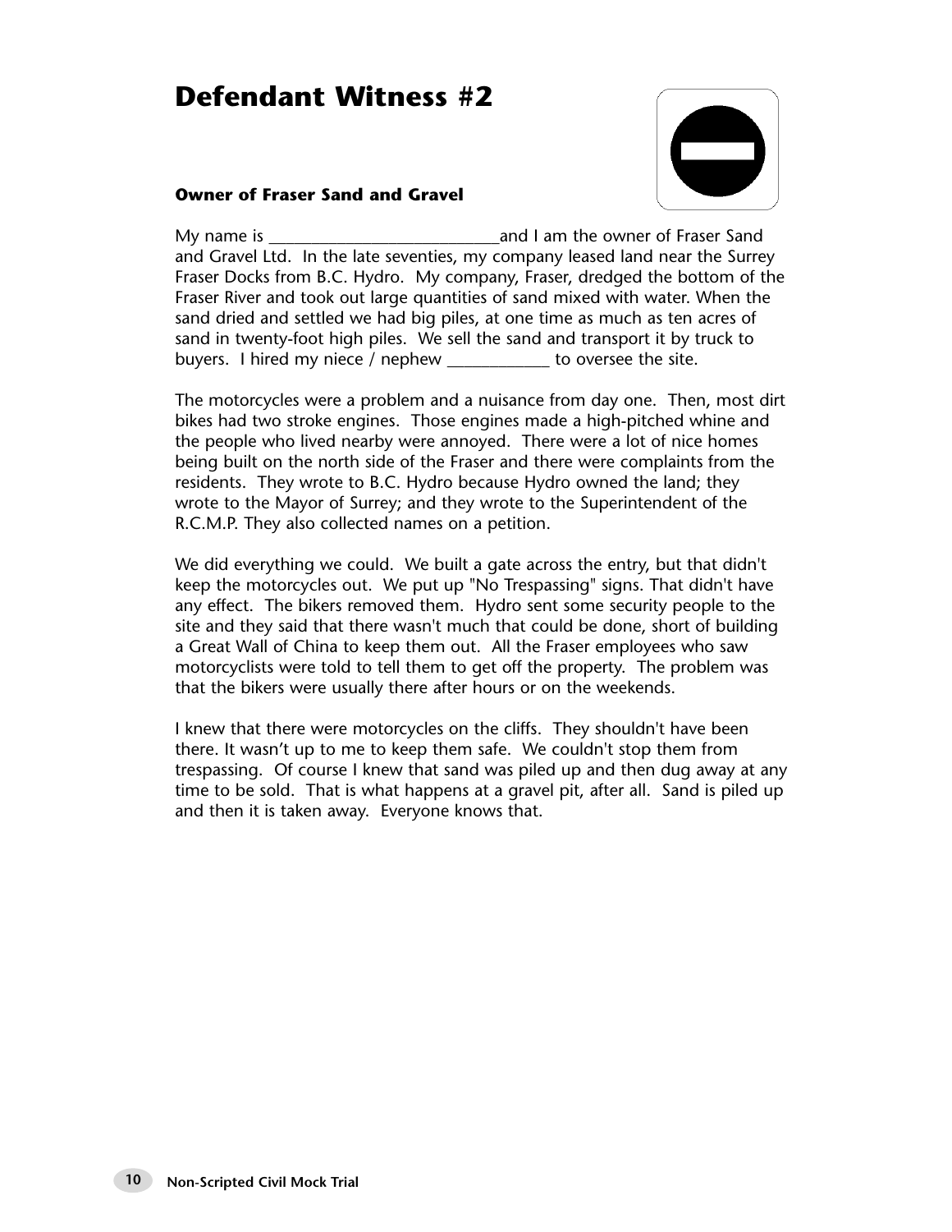# Defendant Witness #2

### Owner of Fraser Sand and Gravel

My name is ___________________________and I am the owner of Fraser Sand and Gravel Ltd. In the late seventies, my company leased land near the Surrey Fraser Docks from B.C. Hydro. My company, Fraser, dredged the bottom of the Fraser River and took out large quantities of sand mixed with water. When the sand dried and settled we had big piles, at one time as much as ten acres of sand in twenty-foot high piles. We sell the sand and transport it by truck to buyers. I hired my niece / nephew ____________ to oversee the site.

The motorcycles were a problem and a nuisance from day one. Then, most dirt bikes had two stroke engines. Those engines made a high-pitched whine and the people who lived nearby were annoyed. There were a lot of nice homes being built on the north side of the Fraser and there were complaints from the residents. They wrote to B.C. Hydro because Hydro owned the land; they wrote to the Mayor of Surrey; and they wrote to the Superintendent of the R.C.M.P. They also collected names on a petition.

We did everything we could. We built a gate across the entry, but that didn't keep the motorcycles out. We put up "No Trespassing" signs. That didn't have any effect. The bikers removed them. Hydro sent some security people to the site and they said that there wasn't much that could be done, short of building a Great Wall of China to keep them out. All the Fraser employees who saw motorcyclists were told to tell them to get off the property. The problem was that the bikers were usually there after hours or on the weekends.

I knew that there were motorcycles on the cliffs. They shouldn't have been there. It wasn't up to me to keep them safe. We couldn't stop them from trespassing. Of course I knew that sand was piled up and then dug away at any time to be sold. That is what happens at a gravel pit, after all. Sand is piled up and then it is taken away. Everyone knows that.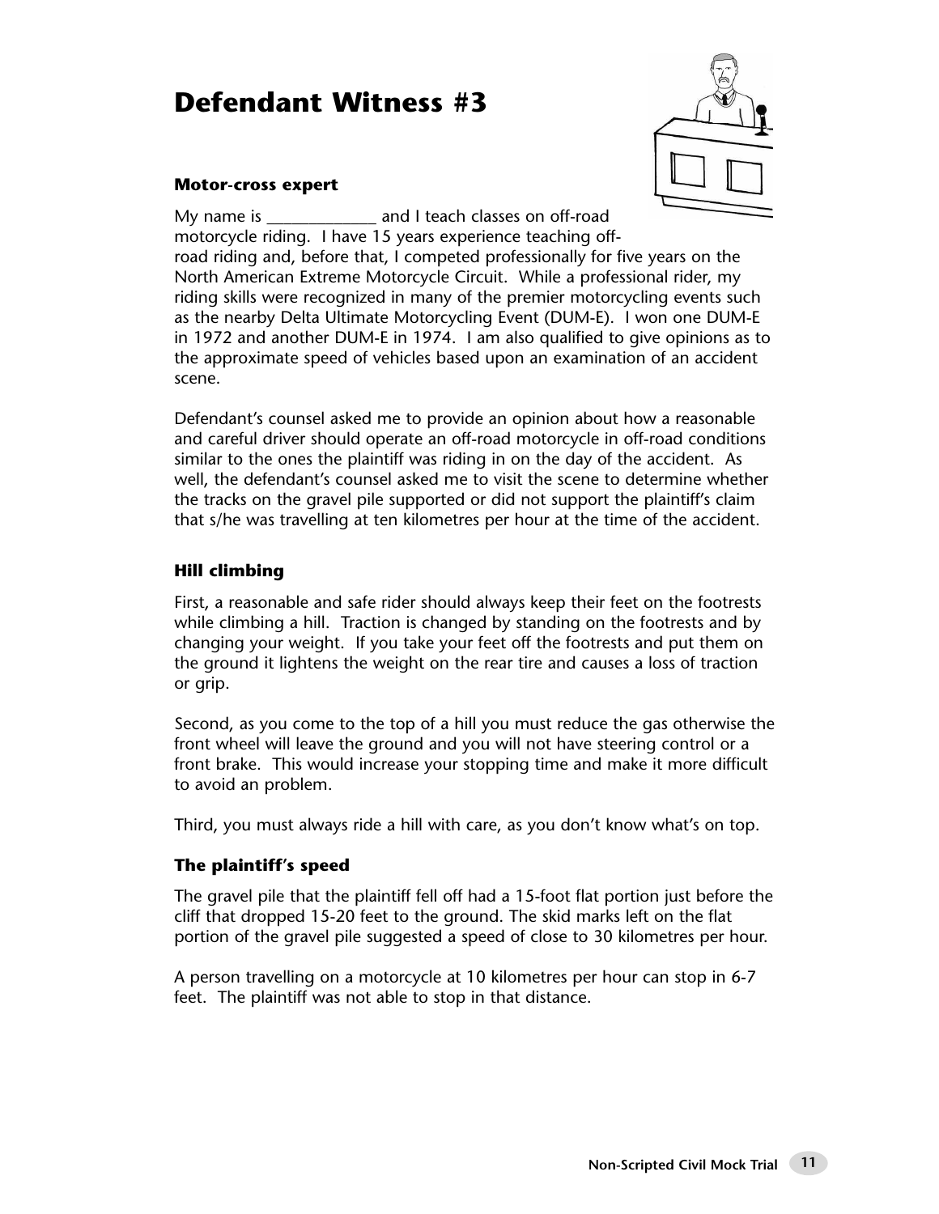# Defendant Witness #3

### Motor-cross expert

My name is _____________ and I teach classes on off-road motorcycle riding. I have 15 years experience teaching off-road riding and, before that, I competed professionally for five years on the North American Extreme Motorcycle Circuit. While a professional rider, my riding skills were recognized in many of the premier motorcycling events such as the nearby Delta Ultimate Motorcycling Event (DUM-E). I won one DUM-E in 1972 and another DUM-E in 1974. I am also qualified to give opinions as to the approximate speed of vehicles based upon an examination of an accident scene.

Defendant's counsel asked me to provide an opinion about how a reasonable and careful driver should operate an off-road motorcycle in off-road conditions similar to the ones the plaintiff was riding in on the day of the accident. As well, the defendant's counsel asked me to visit the scene to determine whether the tracks on the gravel pile supported or did not support the plaintiff's claim that s/he was travelling at ten kilometres per hour at the time of the accident.

### Hill climbing

First, a reasonable and safe rider should always keep their feet on the footrests while climbing a hill. Traction is changed by standing on the footrests and by changing your weight. If you take your feet off the footrests and put them on the ground it lightens the weight on the rear tire and causes a loss of traction or grip.

Second, as you come to the top of a hill you must reduce the gas otherwise the front wheel will leave the ground and you will not have steering control or a front brake. This would increase your stopping time and make it more difficult to avoid an problem.

Third, you must always ride a hill with care, as you don't know what's on top.

### The plaintiff's speed

The gravel pile that the plaintiff fell off had a 15-foot flat portion just before the cliff that dropped 15-20 feet to the ground. The skid marks left on the flat portion of the gravel pile suggested a speed of close to 30 kilometres per hour.

A person travelling on a motorcycle at 10 kilometres per hour can stop in 6-7 feet. The plaintiff was not able to stop in that distance.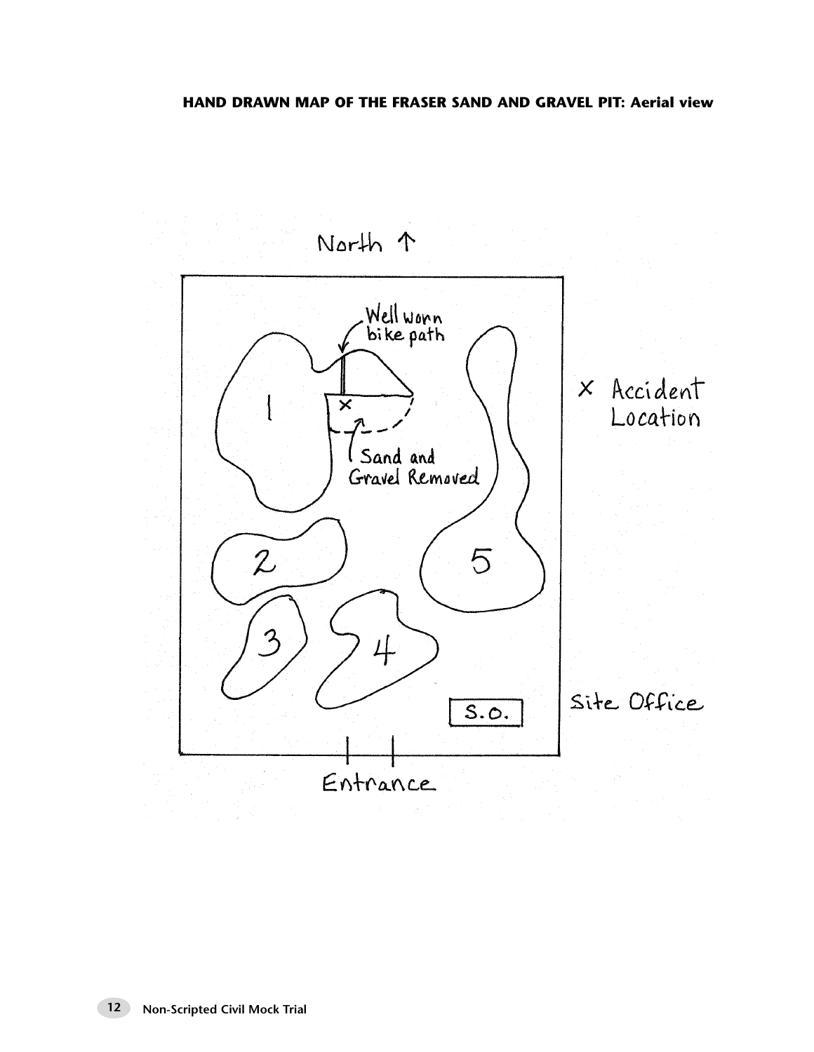**HAND DRAWN MAP OF THE FRASER SAND AND GRAVEL PIT: Aerial view**

North ↑

Well worn bike path

Sand and Gravel Removed

1

2

3

4

5

S.O.

× Accident Location

Site Office

Entrance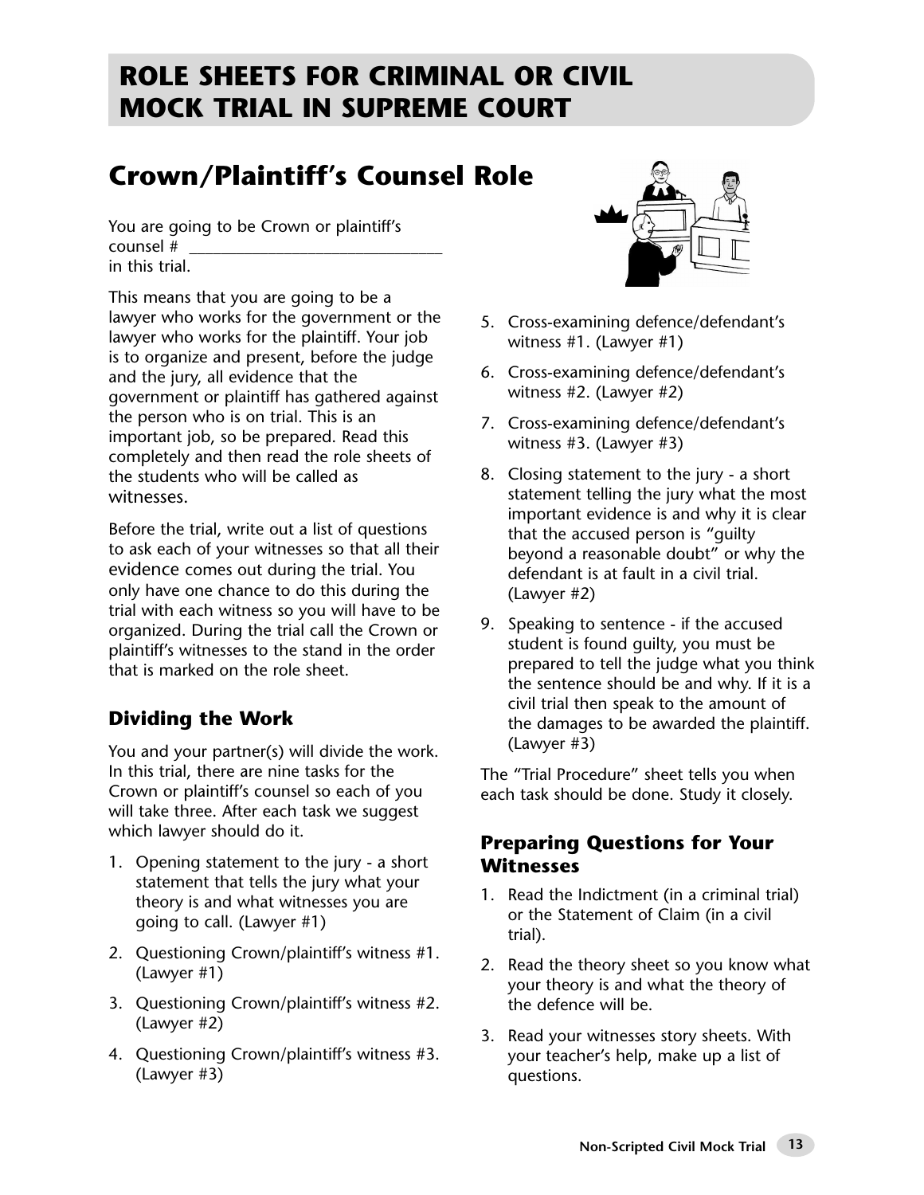# ROLE SHEETS FOR CRIMINAL OR CIVIL MOCK TRIAL IN SUPREME COURT

## Crown/Plaintiff's Counsel Role

You are going to be Crown or plaintiff's counsel # ______________________________ in this trial.

This means that you are going to be a lawyer who works for the government or the lawyer who works for the plaintiff. Your job is to organize and present, before the judge and the jury, all evidence that the government or plaintiff has gathered against the person who is on trial. This is an important job, so be prepared. Read this completely and then read the role sheets of the students who will be called as witnesses.

Before the trial, write out a list of questions to ask each of your witnesses so that all their evidence comes out during the trial. You only have one chance to do this during the trial with each witness so you will have to be organized. During the trial call the Crown or plaintiff's witnesses to the stand in the order that is marked on the role sheet.

### Dividing the Work

You and your partner(s) will divide the work. In this trial, there are nine tasks for the Crown or plaintiff's counsel so each of you will take three. After each task we suggest which lawyer should do it.

1. Opening statement to the jury - a short statement that tells the jury what your theory is and what witnesses you are going to call. (Lawyer #1)
2. Questioning Crown/plaintiff's witness #1. (Lawyer #1)
3. Questioning Crown/plaintiff's witness #2. (Lawyer #2)
4. Questioning Crown/plaintiff's witness #3. (Lawyer #3)
5. Cross-examining defence/defendant's witness #1. (Lawyer #1)
6. Cross-examining defence/defendant's witness #2. (Lawyer #2)
7. Cross-examining defence/defendant's witness #3. (Lawyer #3)
8. Closing statement to the jury - a short statement telling the jury what the most important evidence is and why it is clear that the accused person is "guilty beyond a reasonable doubt" or why the defendant is at fault in a civil trial. (Lawyer #2)
9. Speaking to sentence - if the accused student is found guilty, you must be prepared to tell the judge what you think the sentence should be and why. If it is a civil trial then speak to the amount of the damages to be awarded the plaintiff. (Lawyer #3)

The "Trial Procedure" sheet tells you when each task should be done. Study it closely.

### Preparing Questions for Your Witnesses

1. Read the Indictment (in a criminal trial) or the Statement of Claim (in a civil trial).
2. Read the theory sheet so you know what your theory is and what the theory of the defence will be.
3. Read your witnesses story sheets. With your teacher's help, make up a list of questions.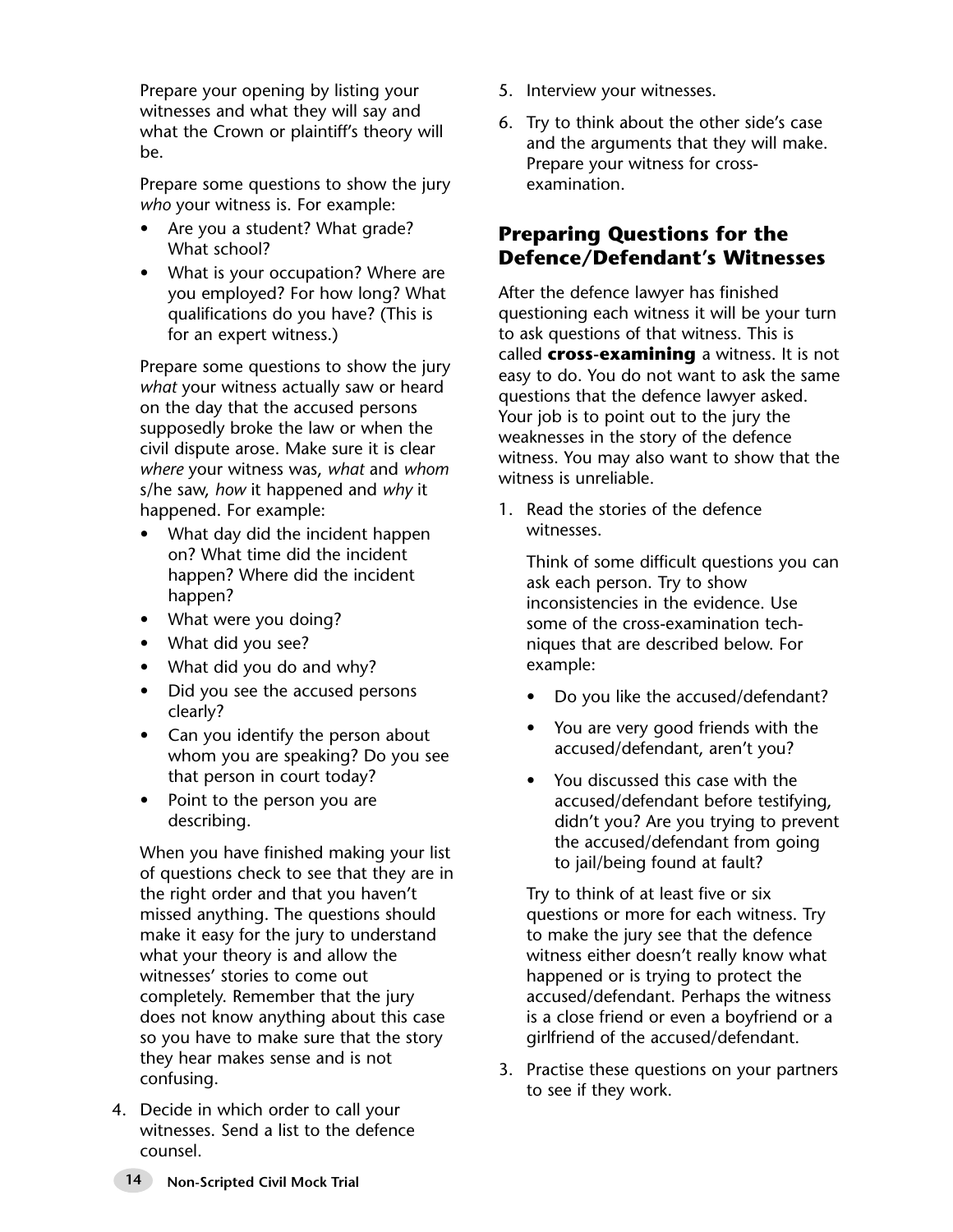Prepare your opening by listing your witnesses and what they will say and what the Crown or plaintiff's theory will be.

Prepare some questions to show the jury *who* your witness is. For example:

- Are you a student? What grade? What school?
- What is your occupation? Where are you employed? For how long? What qualifications do you have? (This is for an expert witness.)

Prepare some questions to show the jury *what* your witness actually saw or heard on the day that the accused persons supposedly broke the law or when the civil dispute arose. Make sure it is clear *where* your witness was, *what* and *whom* s/he saw, *how* it happened and *why* it happened. For example:

- What day did the incident happen on? What time did the incident happen? Where did the incident happen?
- What were you doing?
- What did you see?
- What did you do and why?
- Did you see the accused persons clearly?
- Can you identify the person about whom you are speaking? Do you see that person in court today?
- Point to the person you are describing.

When you have finished making your list of questions check to see that they are in the right order and that you haven't missed anything. The questions should make it easy for the jury to understand what your theory is and allow the witnesses' stories to come out completely. Remember that the jury does not know anything about this case so you have to make sure that the story they hear makes sense and is not confusing.

4. Decide in which order to call your witnesses. Send a list to the defence counsel.
5. Interview your witnesses.
6. Try to think about the other side's case and the arguments that they will make. Prepare your witness for cross-examination.

## Preparing Questions for the Defence/Defendant's Witnesses

After the defence lawyer has finished questioning each witness it will be your turn to ask questions of that witness. This is called **cross-examining** a witness. It is not easy to do. You do not want to ask the same questions that the defence lawyer asked. Your job is to point out to the jury the weaknesses in the story of the defence witness. You may also want to show that the witness is unreliable.

1. Read the stories of the defence witnesses.

   Think of some difficult questions you can ask each person. Try to show inconsistencies in the evidence. Use some of the cross-examination techniques that are described below. For example:

   - Do you like the accused/defendant?
   - You are very good friends with the accused/defendant, aren't you?
   - You discussed this case with the accused/defendant before testifying, didn't you? Are you trying to prevent the accused/defendant from going to jail/being found at fault?

   Try to think of at least five or six questions or more for each witness. Try to make the jury see that the defence witness either doesn't really know what happened or is trying to protect the accused/defendant. Perhaps the witness is a close friend or even a boyfriend or a girlfriend of the accused/defendant.

3. Practise these questions on your partners to see if they work.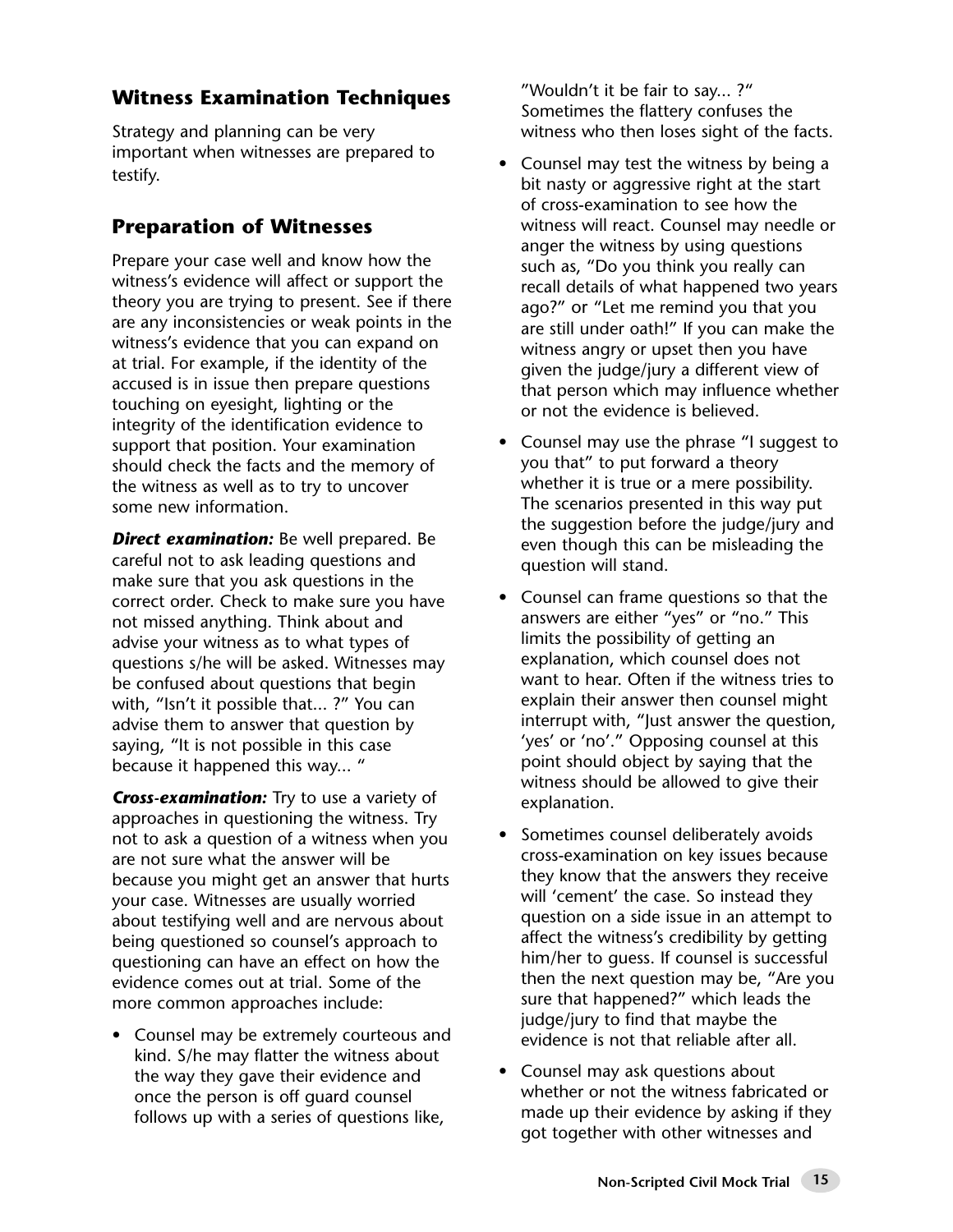## Witness Examination Techniques

Strategy and planning can be very important when witnesses are prepared to testify.

## Preparation of Witnesses

Prepare your case well and know how the witness's evidence will affect or support the theory you are trying to present. See if there are any inconsistencies or weak points in the witness's evidence that you can expand on at trial. For example, if the identity of the accused is in issue then prepare questions touching on eyesight, lighting or the integrity of the identification evidence to support that position. Your examination should check the facts and the memory of the witness as well as to try to uncover some new information.

***Direct examination:*** Be well prepared. Be careful not to ask leading questions and make sure that you ask questions in the correct order. Check to make sure you have not missed anything. Think about and advise your witness as to what types of questions s/he will be asked. Witnesses may be confused about questions that begin with, "Isn't it possible that... ?" You can advise them to answer that question by saying, "It is not possible in this case because it happened this way... "

***Cross-examination:*** Try to use a variety of approaches in questioning the witness. Try not to ask a question of a witness when you are not sure what the answer will be because you might get an answer that hurts your case. Witnesses are usually worried about testifying well and are nervous about being questioned so counsel's approach to questioning can have an effect on how the evidence comes out at trial. Some of the more common approaches include:

- Counsel may be extremely courteous and kind. S/he may flatter the witness about the way they gave their evidence and once the person is off guard counsel follows up with a series of questions like, "Wouldn't it be fair to say... ?" Sometimes the flattery confuses the witness who then loses sight of the facts.
- Counsel may test the witness by being a bit nasty or aggressive right at the start of cross-examination to see how the witness will react. Counsel may needle or anger the witness by using questions such as, "Do you think you really can recall details of what happened two years ago?" or "Let me remind you that you are still under oath!" If you can make the witness angry or upset then you have given the judge/jury a different view of that person which may influence whether or not the evidence is believed.
- Counsel may use the phrase "I suggest to you that" to put forward a theory whether it is true or a mere possibility. The scenarios presented in this way put the suggestion before the judge/jury and even though this can be misleading the question will stand.
- Counsel can frame questions so that the answers are either "yes" or "no." This limits the possibility of getting an explanation, which counsel does not want to hear. Often if the witness tries to explain their answer then counsel might interrupt with, "Just answer the question, 'yes' or 'no'." Opposing counsel at this point should object by saying that the witness should be allowed to give their explanation.
- Sometimes counsel deliberately avoids cross-examination on key issues because they know that the answers they receive will 'cement' the case. So instead they question on a side issue in an attempt to affect the witness's credibility by getting him/her to guess. If counsel is successful then the next question may be, "Are you sure that happened?" which leads the judge/jury to find that maybe the evidence is not that reliable after all.
- Counsel may ask questions about whether or not the witness fabricated or made up their evidence by asking if they got together with other witnesses and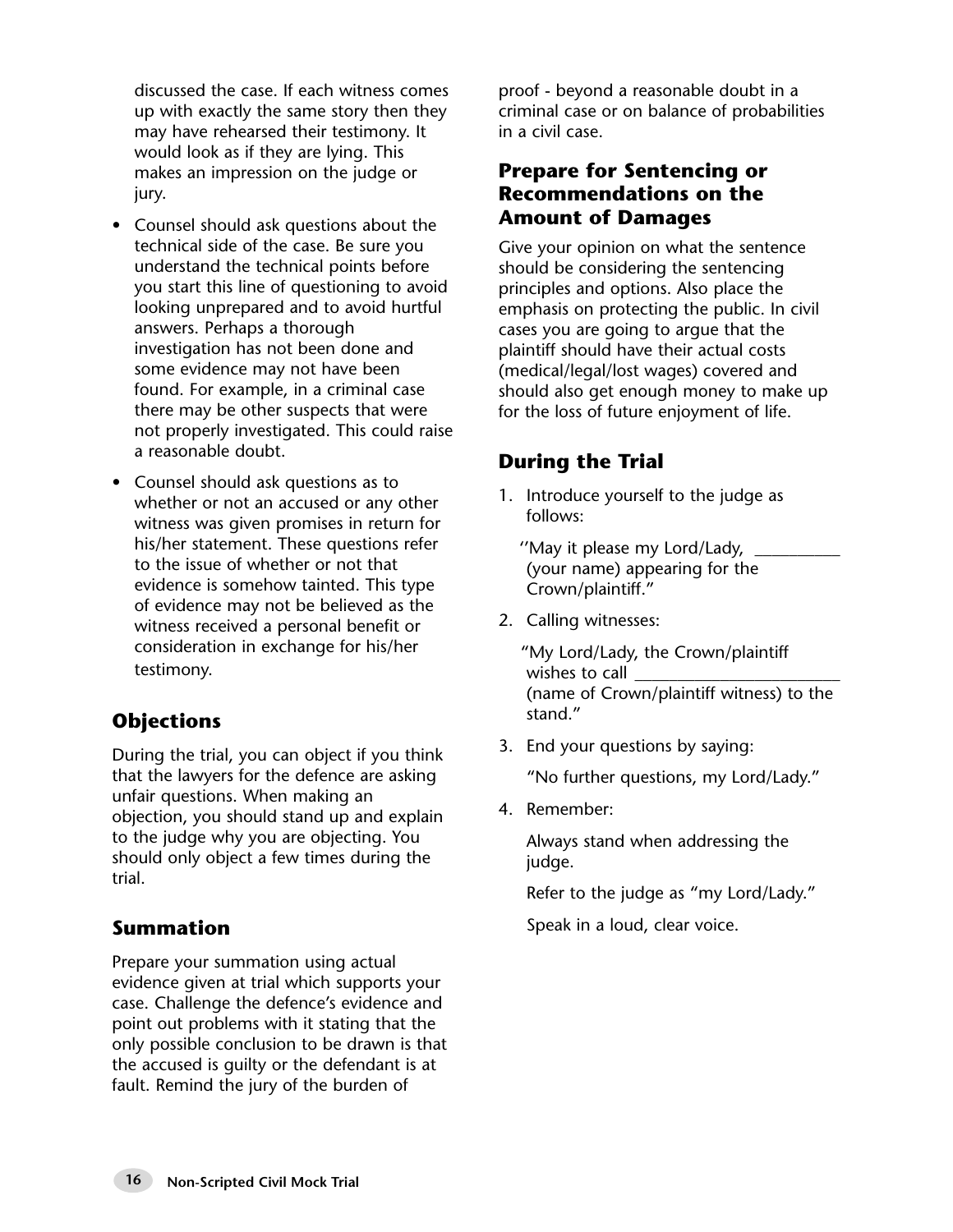discussed the case. If each witness comes up with exactly the same story then they may have rehearsed their testimony. It would look as if they are lying. This makes an impression on the judge or jury.

- Counsel should ask questions about the technical side of the case. Be sure you understand the technical points before you start this line of questioning to avoid looking unprepared and to avoid hurtful answers. Perhaps a thorough investigation has not been done and some evidence may not have been found. For example, in a criminal case there may be other suspects that were not properly investigated. This could raise a reasonable doubt.
- Counsel should ask questions as to whether or not an accused or any other witness was given promises in return for his/her statement. These questions refer to the issue of whether or not that evidence is somehow tainted. This type of evidence may not be believed as the witness received a personal benefit or consideration in exchange for his/her testimony.

## Objections

During the trial, you can object if you think that the lawyers for the defence are asking unfair questions. When making an objection, you should stand up and explain to the judge why you are objecting. You should only object a few times during the trial.

## Summation

Prepare your summation using actual evidence given at trial which supports your case. Challenge the defence's evidence and point out problems with it stating that the only possible conclusion to be drawn is that the accused is guilty or the defendant is at fault. Remind the jury of the burden of proof - beyond a reasonable doubt in a criminal case or on balance of probabilities in a civil case.

## Prepare for Sentencing or Recommendations on the Amount of Damages

Give your opinion on what the sentence should be considering the sentencing principles and options. Also place the emphasis on protecting the public. In civil cases you are going to argue that the plaintiff should have their actual costs (medical/legal/lost wages) covered and should also get enough money to make up for the loss of future enjoyment of life.

## During the Trial

1. Introduce yourself to the judge as follows:

   ''May it please my Lord/Lady, __________ (your name) appearing for the Crown/plaintiff."

2. Calling witnesses:

   "My Lord/Lady, the Crown/plaintiff wishes to call ________________________ (name of Crown/plaintiff witness) to the stand."

3. End your questions by saying:

   "No further questions, my Lord/Lady."

4. Remember:

   Always stand when addressing the judge.

   Refer to the judge as "my Lord/Lady."

   Speak in a loud, clear voice.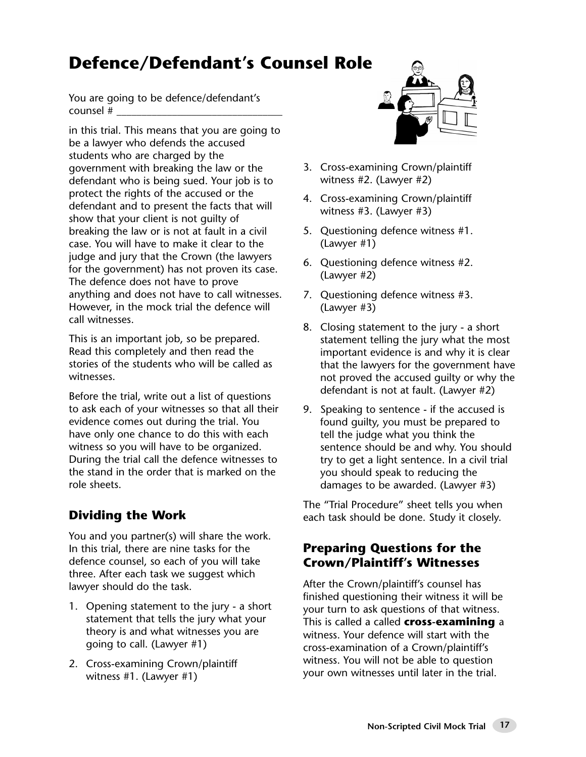# Defence/Defendant's Counsel Role

You are going to be defence/defendant's counsel # ________________________________

in this trial. This means that you are going to be a lawyer who defends the accused students who are charged by the government with breaking the law or the defendant who is being sued. Your job is to protect the rights of the accused or the defendant and to present the facts that will show that your client is not guilty of breaking the law or is not at fault in a civil case. You will have to make it clear to the judge and jury that the Crown (the lawyers for the government) has not proven its case. The defence does not have to prove anything and does not have to call witnesses. However, in the mock trial the defence will call witnesses.

This is an important job, so be prepared. Read this completely and then read the stories of the students who will be called as witnesses.

Before the trial, write out a list of questions to ask each of your witnesses so that all their evidence comes out during the trial. You have only one chance to do this with each witness so you will have to be organized. During the trial call the defence witnesses to the stand in the order that is marked on the role sheets.

## Dividing the Work

You and you partner(s) will share the work. In this trial, there are nine tasks for the defence counsel, so each of you will take three. After each task we suggest which lawyer should do the task.

1. Opening statement to the jury - a short statement that tells the jury what your theory is and what witnesses you are going to call. (Lawyer #1)
2. Cross-examining Crown/plaintiff witness #1. (Lawyer #1)
3. Cross-examining Crown/plaintiff witness #2. (Lawyer #2)
4. Cross-examining Crown/plaintiff witness #3. (Lawyer #3)
5. Questioning defence witness #1. (Lawyer #1)
6. Questioning defence witness #2. (Lawyer #2)
7. Questioning defence witness #3. (Lawyer #3)
8. Closing statement to the jury - a short statement telling the jury what the most important evidence is and why it is clear that the lawyers for the government have not proved the accused guilty or why the defendant is not at fault. (Lawyer #2)
9. Speaking to sentence - if the accused is found guilty, you must be prepared to tell the judge what you think the sentence should be and why. You should try to get a light sentence. In a civil trial you should speak to reducing the damages to be awarded. (Lawyer #3)

The "Trial Procedure" sheet tells you when each task should be done. Study it closely.

## Preparing Questions for the Crown/Plaintiff's Witnesses

After the Crown/plaintiff's counsel has finished questioning their witness it will be your turn to ask questions of that witness. This is called a called **cross-examining** a witness. Your defence will start with the cross-examination of a Crown/plaintiff's witness. You will not be able to question your own witnesses until later in the trial.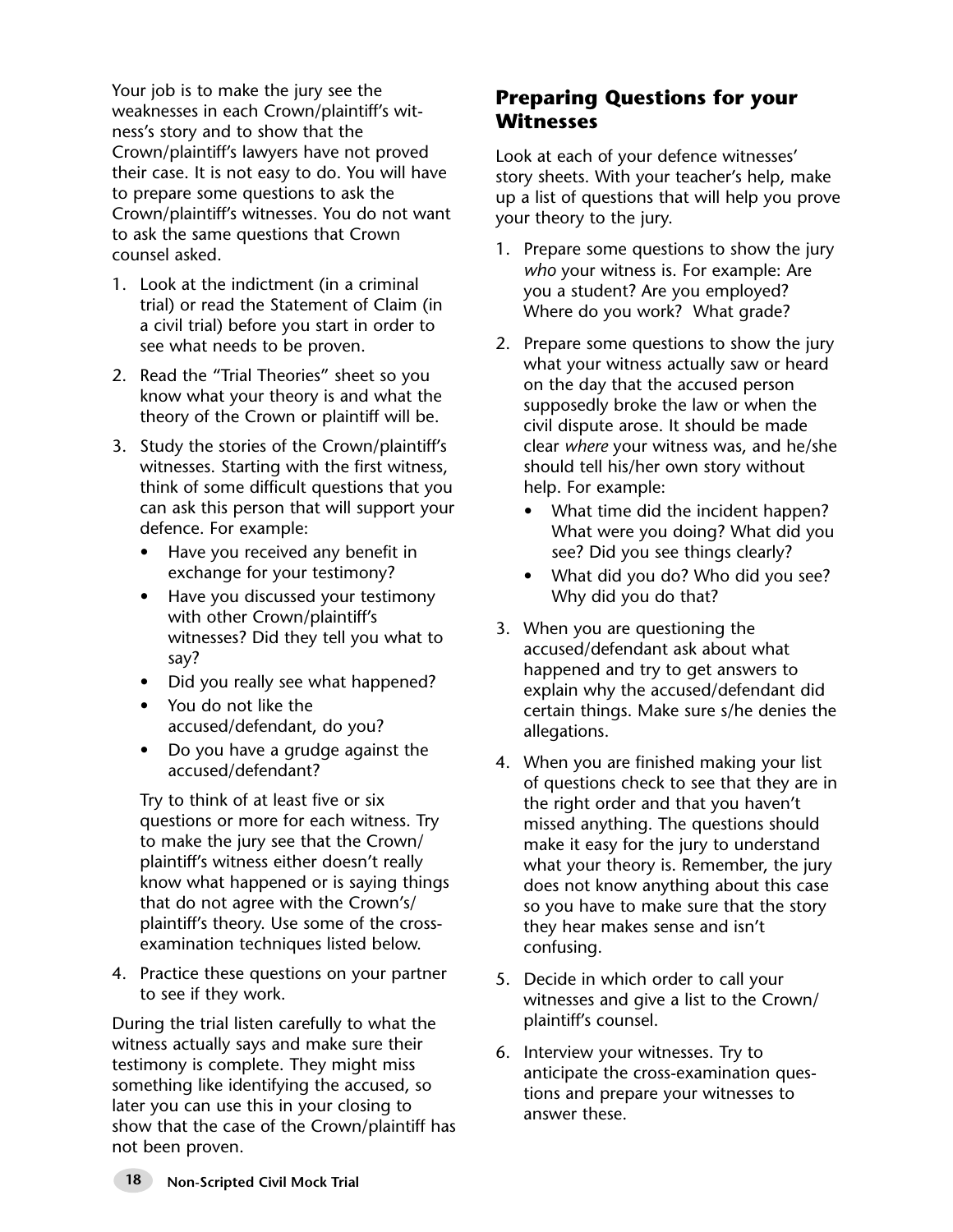Your job is to make the jury see the weaknesses in each Crown/plaintiff's witness's story and to show that the Crown/plaintiff's lawyers have not proved their case. It is not easy to do. You will have to prepare some questions to ask the Crown/plaintiff's witnesses. You do not want to ask the same questions that Crown counsel asked.

1. Look at the indictment (in a criminal trial) or read the Statement of Claim (in a civil trial) before you start in order to see what needs to be proven.
2. Read the "Trial Theories" sheet so you know what your theory is and what the theory of the Crown or plaintiff will be.
3. Study the stories of the Crown/plaintiff's witnesses. Starting with the first witness, think of some difficult questions that you can ask this person that will support your defence. For example:
   - Have you received any benefit in exchange for your testimony?
   - Have you discussed your testimony with other Crown/plaintiff's witnesses? Did they tell you what to say?
   - Did you really see what happened?
   - You do not like the accused/defendant, do you?
   - Do you have a grudge against the accused/defendant?

   Try to think of at least five or six questions or more for each witness. Try to make the jury see that the Crown/plaintiff's witness either doesn't really know what happened or is saying things that do not agree with the Crown's/plaintiff's theory. Use some of the cross-examination techniques listed below.
4. Practice these questions on your partner to see if they work.

During the trial listen carefully to what the witness actually says and make sure their testimony is complete. They might miss something like identifying the accused, so later you can use this in your closing to show that the case of the Crown/plaintiff has not been proven.

## Preparing Questions for your Witnesses

Look at each of your defence witnesses' story sheets. With your teacher's help, make up a list of questions that will help you prove your theory to the jury.

1. Prepare some questions to show the jury *who* your witness is. For example: Are you a student? Are you employed? Where do you work? What grade?
2. Prepare some questions to show the jury what your witness actually saw or heard on the day that the accused person supposedly broke the law or when the civil dispute arose. It should be made clear *where* your witness was, and he/she should tell his/her own story without help. For example:
   - What time did the incident happen? What were you doing? What did you see? Did you see things clearly?
   - What did you do? Who did you see? Why did you do that?
3. When you are questioning the accused/defendant ask about what happened and try to get answers to explain why the accused/defendant did certain things. Make sure s/he denies the allegations.
4. When you are finished making your list of questions check to see that they are in the right order and that you haven't missed anything. The questions should make it easy for the jury to understand what your theory is. Remember, the jury does not know anything about this case so you have to make sure that the story they hear makes sense and isn't confusing.
5. Decide in which order to call your witnesses and give a list to the Crown/plaintiff's counsel.
6. Interview your witnesses. Try to anticipate the cross-examination questions and prepare your witnesses to answer these.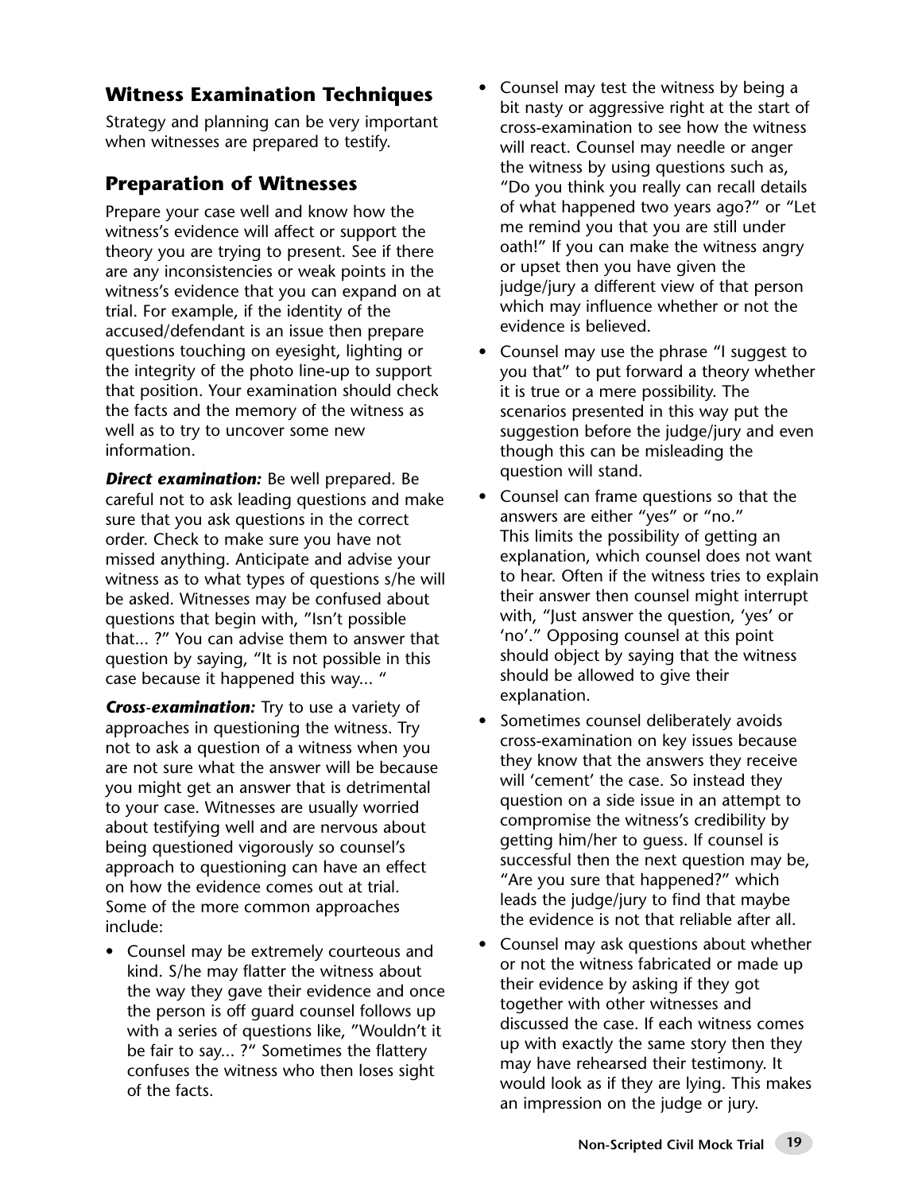## Witness Examination Techniques

Strategy and planning can be very important when witnesses are prepared to testify.

## Preparation of Witnesses

Prepare your case well and know how the witness's evidence will affect or support the theory you are trying to present. See if there are any inconsistencies or weak points in the witness's evidence that you can expand on at trial. For example, if the identity of the accused/defendant is an issue then prepare questions touching on eyesight, lighting or the integrity of the photo line-up to support that position. Your examination should check the facts and the memory of the witness as well as to try to uncover some new information.

***Direct examination:*** Be well prepared. Be careful not to ask leading questions and make sure that you ask questions in the correct order. Check to make sure you have not missed anything. Anticipate and advise your witness as to what types of questions s/he will be asked. Witnesses may be confused about questions that begin with, "Isn't possible that... ?" You can advise them to answer that question by saying, "It is not possible in this case because it happened this way... "

***Cross-examination:*** Try to use a variety of approaches in questioning the witness. Try not to ask a question of a witness when you are not sure what the answer will be because you might get an answer that is detrimental to your case. Witnesses are usually worried about testifying well and are nervous about being questioned vigorously so counsel's approach to questioning can have an effect on how the evidence comes out at trial. Some of the more common approaches include:

- Counsel may be extremely courteous and kind. S/he may flatter the witness about the way they gave their evidence and once the person is off guard counsel follows up with a series of questions like, "Wouldn't it be fair to say... ?" Sometimes the flattery confuses the witness who then loses sight of the facts.
- Counsel may test the witness by being a bit nasty or aggressive right at the start of cross-examination to see how the witness will react. Counsel may needle or anger the witness by using questions such as, "Do you think you really can recall details of what happened two years ago?" or "Let me remind you that you are still under oath!" If you can make the witness angry or upset then you have given the judge/jury a different view of that person which may influence whether or not the evidence is believed.
- Counsel may use the phrase "I suggest to you that" to put forward a theory whether it is true or a mere possibility. The scenarios presented in this way put the suggestion before the judge/jury and even though this can be misleading the question will stand.
- Counsel can frame questions so that the answers are either "yes" or "no." This limits the possibility of getting an explanation, which counsel does not want to hear. Often if the witness tries to explain their answer then counsel might interrupt with, "Just answer the question, 'yes' or 'no'." Opposing counsel at this point should object by saying that the witness should be allowed to give their explanation.
- Sometimes counsel deliberately avoids cross-examination on key issues because they know that the answers they receive will 'cement' the case. So instead they question on a side issue in an attempt to compromise the witness's credibility by getting him/her to guess. If counsel is successful then the next question may be, "Are you sure that happened?" which leads the judge/jury to find that maybe the evidence is not that reliable after all.
- Counsel may ask questions about whether or not the witness fabricated or made up their evidence by asking if they got together with other witnesses and discussed the case. If each witness comes up with exactly the same story then they may have rehearsed their testimony. It would look as if they are lying. This makes an impression on the judge or jury.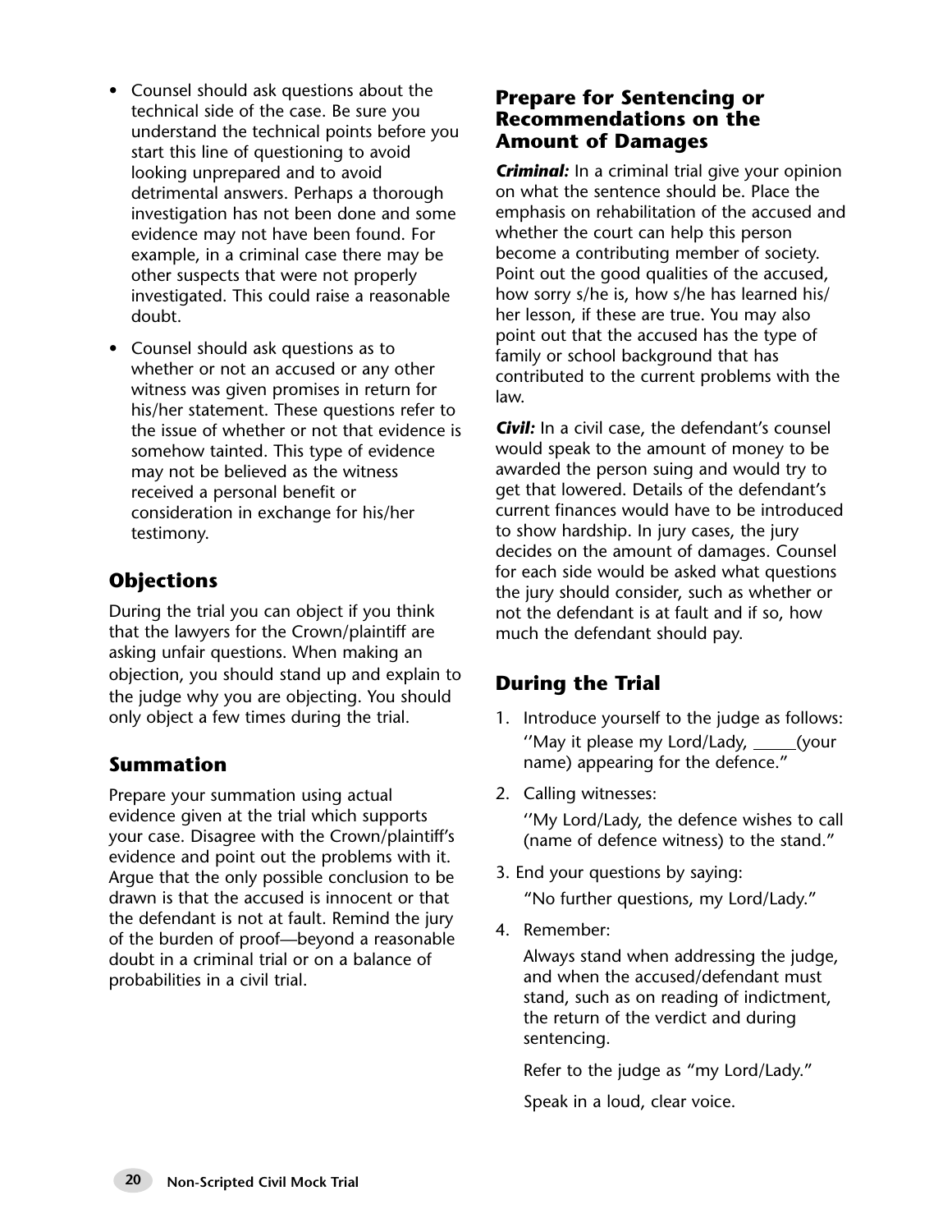- Counsel should ask questions about the technical side of the case. Be sure you understand the technical points before you start this line of questioning to avoid looking unprepared and to avoid detrimental answers. Perhaps a thorough investigation has not been done and some evidence may not have been found. For example, in a criminal case there may be other suspects that were not properly investigated. This could raise a reasonable doubt.
- Counsel should ask questions as to whether or not an accused or any other witness was given promises in return for his/her statement. These questions refer to the issue of whether or not that evidence is somehow tainted. This type of evidence may not be believed as the witness received a personal benefit or consideration in exchange for his/her testimony.

## Objections

During the trial you can object if you think that the lawyers for the Crown/plaintiff are asking unfair questions. When making an objection, you should stand up and explain to the judge why you are objecting. You should only object a few times during the trial.

## Summation

Prepare your summation using actual evidence given at the trial which supports your case. Disagree with the Crown/plaintiff's evidence and point out the problems with it. Argue that the only possible conclusion to be drawn is that the accused is innocent or that the defendant is not at fault. Remind the jury of the burden of proof—beyond a reasonable doubt in a criminal trial or on a balance of probabilities in a civil trial.

## Prepare for Sentencing or Recommendations on the Amount of Damages

***Criminal:*** In a criminal trial give your opinion on what the sentence should be. Place the emphasis on rehabilitation of the accused and whether the court can help this person become a contributing member of society. Point out the good qualities of the accused, how sorry s/he is, how s/he has learned his/her lesson, if these are true. You may also point out that the accused has the type of family or school background that has contributed to the current problems with the law.

***Civil:*** In a civil case, the defendant's counsel would speak to the amount of money to be awarded the person suing and would try to get that lowered. Details of the defendant's current finances would have to be introduced to show hardship. In jury cases, the jury decides on the amount of damages. Counsel for each side would be asked what questions the jury should consider, such as whether or not the defendant is at fault and if so, how much the defendant should pay.

## During the Trial

1. Introduce yourself to the judge as follows:

   ''May it please my Lord/Lady, _____(your name) appearing for the defence.''

2. Calling witnesses:

   ''My Lord/Lady, the defence wishes to call (name of defence witness) to the stand.''

3. End your questions by saying:

   "No further questions, my Lord/Lady."

4. Remember:

   Always stand when addressing the judge, and when the accused/defendant must stand, such as on reading of indictment, the return of the verdict and during sentencing.

   Refer to the judge as "my Lord/Lady."

   Speak in a loud, clear voice.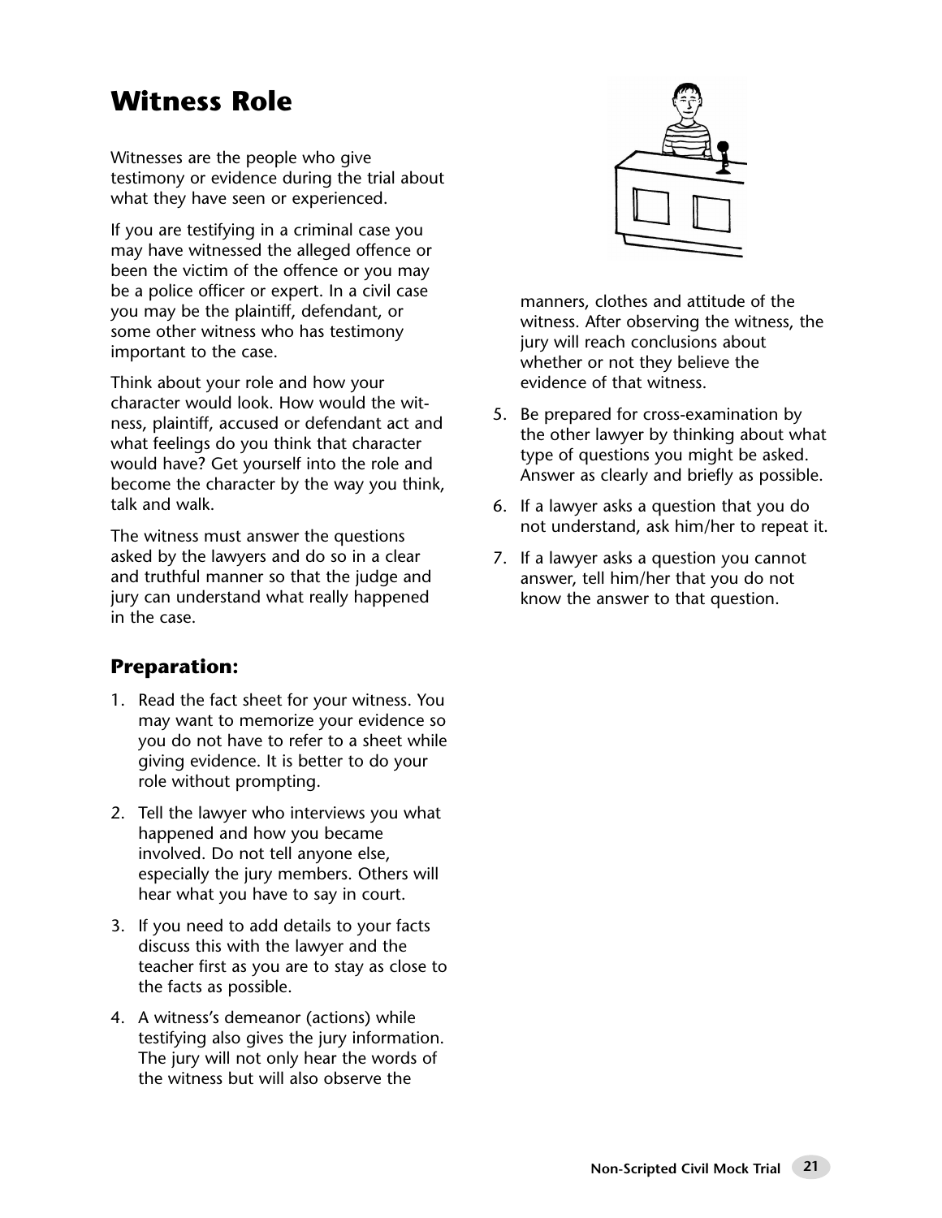# Witness Role

Witnesses are the people who give testimony or evidence during the trial about what they have seen or experienced.

If you are testifying in a criminal case you may have witnessed the alleged offence or been the victim of the offence or you may be a police officer or expert. In a civil case you may be the plaintiff, defendant, or some other witness who has testimony important to the case.

Think about your role and how your character would look. How would the witness, plaintiff, accused or defendant act and what feelings do you think that character would have? Get yourself into the role and become the character by the way you think, talk and walk.

The witness must answer the questions asked by the lawyers and do so in a clear and truthful manner so that the judge and jury can understand what really happened in the case.

## Preparation:

1. Read the fact sheet for your witness. You may want to memorize your evidence so you do not have to refer to a sheet while giving evidence. It is better to do your role without prompting.
2. Tell the lawyer who interviews you what happened and how you became involved. Do not tell anyone else, especially the jury members. Others will hear what you have to say in court.
3. If you need to add details to your facts discuss this with the lawyer and the teacher first as you are to stay as close to the facts as possible.
4. A witness's demeanor (actions) while testifying also gives the jury information. The jury will not only hear the words of the witness but will also observe the manners, clothes and attitude of the witness. After observing the witness, the jury will reach conclusions about whether or not they believe the evidence of that witness.
5. Be prepared for cross-examination by the other lawyer by thinking about what type of questions you might be asked. Answer as clearly and briefly as possible.
6. If a lawyer asks a question that you do not understand, ask him/her to repeat it.
7. If a lawyer asks a question you cannot answer, tell him/her that you do not know the answer to that question.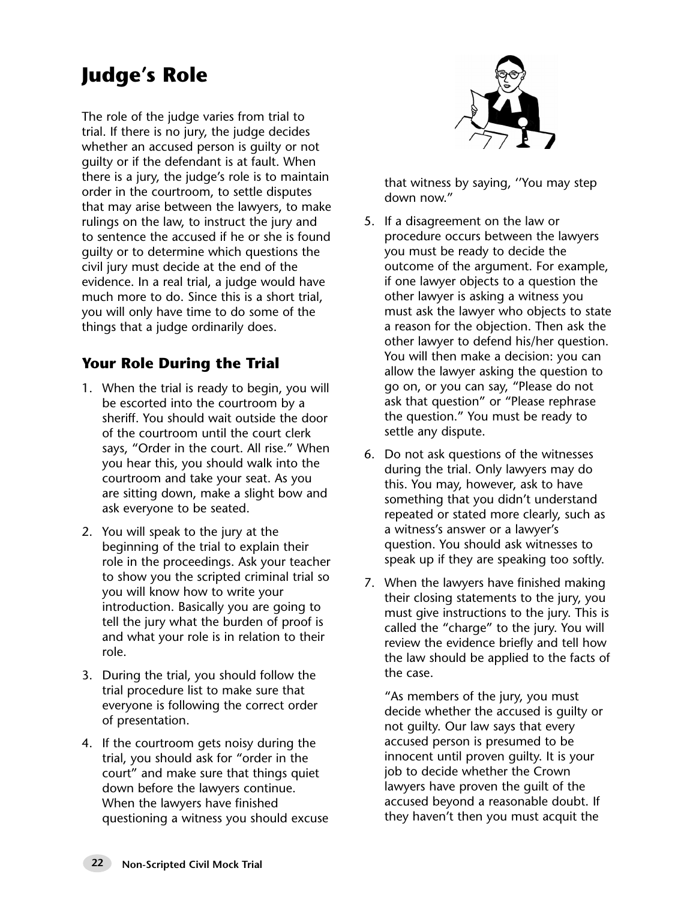# Judge's Role

The role of the judge varies from trial to trial. If there is no jury, the judge decides whether an accused person is guilty or not guilty or if the defendant is at fault. When there is a jury, the judge's role is to maintain order in the courtroom, to settle disputes that may arise between the lawyers, to make rulings on the law, to instruct the jury and to sentence the accused if he or she is found guilty or to determine which questions the civil jury must decide at the end of the evidence. In a real trial, a judge would have much more to do. Since this is a short trial, you will only have time to do some of the things that a judge ordinarily does.

## Your Role During the Trial

1. When the trial is ready to begin, you will be escorted into the courtroom by a sheriff. You should wait outside the door of the courtroom until the court clerk says, "Order in the court. All rise." When you hear this, you should walk into the courtroom and take your seat. As you are sitting down, make a slight bow and ask everyone to be seated.
2. You will speak to the jury at the beginning of the trial to explain their role in the proceedings. Ask your teacher to show you the scripted criminal trial so you will know how to write your introduction. Basically you are going to tell the jury what the burden of proof is and what your role is in relation to their role.
3. During the trial, you should follow the trial procedure list to make sure that everyone is following the correct order of presentation.
4. If the courtroom gets noisy during the trial, you should ask for "order in the court" and make sure that things quiet down before the lawyers continue. When the lawyers have finished questioning a witness you should excuse that witness by saying, ''You may step down now."
5. If a disagreement on the law or procedure occurs between the lawyers you must be ready to decide the outcome of the argument. For example, if one lawyer objects to a question the other lawyer is asking a witness you must ask the lawyer who objects to state a reason for the objection. Then ask the other lawyer to defend his/her question. You will then make a decision: you can allow the lawyer asking the question to go on, or you can say, "Please do not ask that question" or "Please rephrase the question." You must be ready to settle any dispute.
6. Do not ask questions of the witnesses during the trial. Only lawyers may do this. You may, however, ask to have something that you didn't understand repeated or stated more clearly, such as a witness's answer or a lawyer's question. You should ask witnesses to speak up if they are speaking too softly.
7. When the lawyers have finished making their closing statements to the jury, you must give instructions to the jury. This is called the "charge" to the jury. You will review the evidence briefly and tell how the law should be applied to the facts of the case.

   "As members of the jury, you must decide whether the accused is guilty or not guilty. Our law says that every accused person is presumed to be innocent until proven guilty. It is your job to decide whether the Crown lawyers have proven the guilt of the accused beyond a reasonable doubt. If they haven't then you must acquit the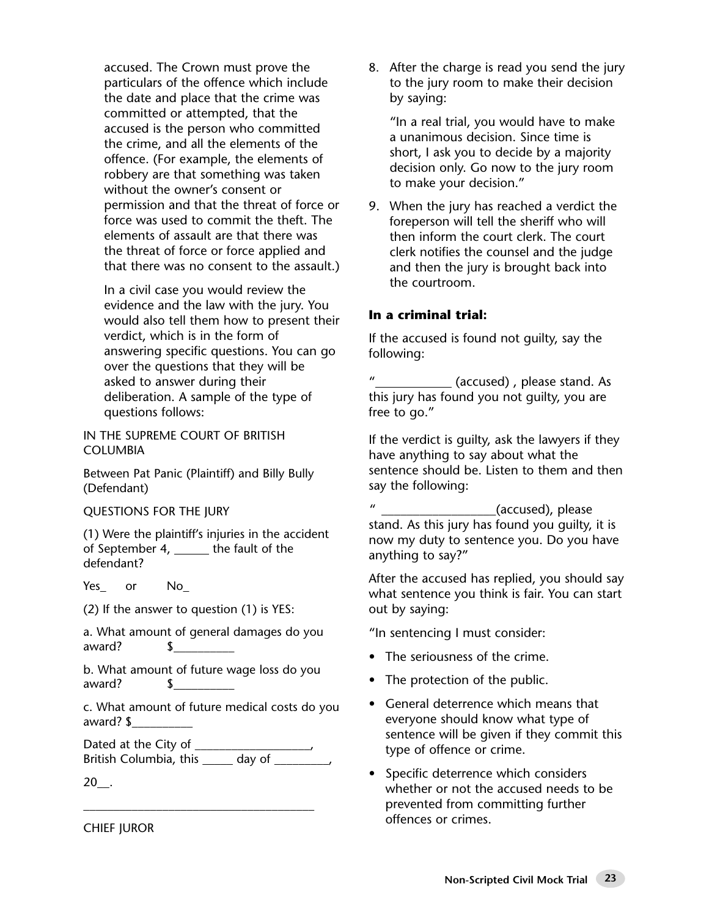accused. The Crown must prove the particulars of the offence which include the date and place that the crime was committed or attempted, that the accused is the person who committed the crime, and all the elements of the offence. (For example, the elements of robbery are that something was taken without the owner's consent or permission and that the threat of force or force was used to commit the theft. The elements of assault are that there was the threat of force or force applied and that there was no consent to the assault.)

In a civil case you would review the evidence and the law with the jury. You would also tell them how to present their verdict, which is in the form of answering specific questions. You can go over the questions that they will be asked to answer during their deliberation. A sample of the type of questions follows:

IN THE SUPREME COURT OF BRITISH COLUMBIA

Between Pat Panic (Plaintiff) and Billy Bully (Defendant)

QUESTIONS FOR THE JURY

(1) Were the plaintiff's injuries in the accident of September 4, ______ the fault of the defendant?

Yes_ or No_

(2) If the answer to question (1) is YES:

a. What amount of general damages do you award? $__________

b. What amount of future wage loss do you award? $__________

c. What amount of future medical costs do you award? $__________

Dated at the City of ___________________, British Columbia, this _____ day of _________,

20__.

_______________________________________

CHIEF JUROR

8. After the charge is read you send the jury to the jury room to make their decision by saying:

   "In a real trial, you would have to make a unanimous decision. Since time is short, I ask you to decide by a majority decision only. Go now to the jury room to make your decision."

9. When the jury has reached a verdict the foreperson will tell the sheriff who will then inform the court clerk. The court clerk notifies the counsel and the judge and then the jury is brought back into the courtroom.

**In a criminal trial:**

If the accused is found not guilty, say the following:

"____________ (accused) , please stand. As this jury has found you not guilty, you are free to go."

If the verdict is guilty, ask the lawyers if they have anything to say about what the sentence should be. Listen to them and then say the following:

" __________________(accused), please stand. As this jury has found you guilty, it is now my duty to sentence you. Do you have anything to say?"

After the accused has replied, you should say what sentence you think is fair. You can start out by saying:

"In sentencing I must consider:

- The seriousness of the crime.
- The protection of the public.
- General deterrence which means that everyone should know what type of sentence will be given if they commit this type of offence or crime.
- Specific deterrence which considers whether or not the accused needs to be prevented from committing further offences or crimes.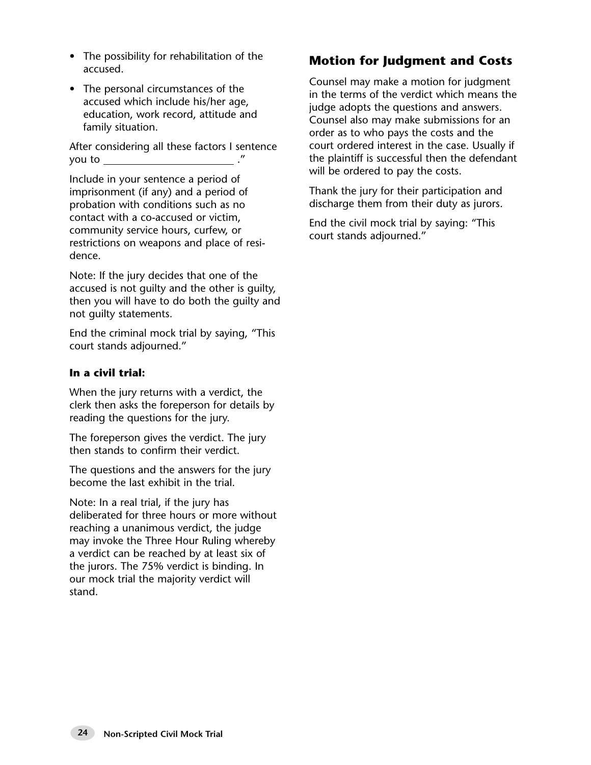- The possibility for rehabilitation of the accused.
- The personal circumstances of the accused which include his/her age, education, work record, attitude and family situation.

After considering all these factors I sentence you to \_\_\_\_\_\_\_\_\_\_\_\_\_\_\_\_\_\_\_\_\_\_\_\_ ."

Include in your sentence a period of imprisonment (if any) and a period of probation with conditions such as no contact with a co-accused or victim, community service hours, curfew, or restrictions on weapons and place of residence.

Note: If the jury decides that one of the accused is not guilty and the other is guilty, then you will have to do both the guilty and not guilty statements.

End the criminal mock trial by saying, "This court stands adjourned."

**In a civil trial:**

When the jury returns with a verdict, the clerk then asks the foreperson for details by reading the questions for the jury.

The foreperson gives the verdict. The jury then stands to confirm their verdict.

The questions and the answers for the jury become the last exhibit in the trial.

Note: In a real trial, if the jury has deliberated for three hours or more without reaching a unanimous verdict, the judge may invoke the Three Hour Ruling whereby a verdict can be reached by at least six of the jurors. The 75% verdict is binding. In our mock trial the majority verdict will stand.

## Motion for Judgment and Costs

Counsel may make a motion for judgment in the terms of the verdict which means the judge adopts the questions and answers. Counsel also may make submissions for an order as to who pays the costs and the court ordered interest in the case. Usually if the plaintiff is successful then the defendant will be ordered to pay the costs.

Thank the jury for their participation and discharge them from their duty as jurors.

End the civil mock trial by saying: "This court stands adjourned."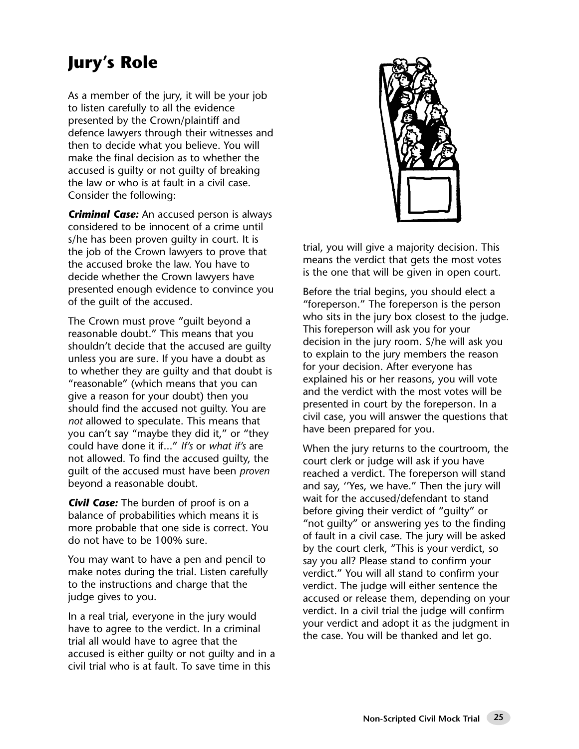# Jury's Role

As a member of the jury, it will be your job to listen carefully to all the evidence presented by the Crown/plaintiff and defence lawyers through their witnesses and then to decide what you believe. You will make the final decision as to whether the accused is guilty or not guilty of breaking the law or who is at fault in a civil case. Consider the following:

***Criminal Case:*** An accused person is always considered to be innocent of a crime until s/he has been proven guilty in court. It is the job of the Crown lawyers to prove that the accused broke the law. You have to decide whether the Crown lawyers have presented enough evidence to convince you of the guilt of the accused.

The Crown must prove "guilt beyond a reasonable doubt." This means that you shouldn't decide that the accused are guilty unless you are sure. If you have a doubt as to whether they are guilty and that doubt is "reasonable" (which means that you can give a reason for your doubt) then you should find the accused not guilty. You are *not* allowed to speculate. This means that you can't say "maybe they did it," or "they could have done it if..." *If's* or *what if's* are not allowed. To find the accused guilty, the guilt of the accused must have been *proven* beyond a reasonable doubt.

***Civil Case:*** The burden of proof is on a balance of probabilities which means it is more probable that one side is correct. You do not have to be 100% sure.

You may want to have a pen and pencil to make notes during the trial. Listen carefully to the instructions and charge that the judge gives to you.

In a real trial, everyone in the jury would have to agree to the verdict. In a criminal trial all would have to agree that the accused is either guilty or not guilty and in a civil trial who is at fault. To save time in this trial, you will give a majority decision. This means the verdict that gets the most votes is the one that will be given in open court.

Before the trial begins, you should elect a "foreperson." The foreperson is the person who sits in the jury box closest to the judge. This foreperson will ask you for your decision in the jury room. S/he will ask you to explain to the jury members the reason for your decision. After everyone has explained his or her reasons, you will vote and the verdict with the most votes will be presented in court by the foreperson. In a civil case, you will answer the questions that have been prepared for you.

When the jury returns to the courtroom, the court clerk or judge will ask if you have reached a verdict. The foreperson will stand and say, ''Yes, we have." Then the jury will wait for the accused/defendant to stand before giving their verdict of "guilty" or "not guilty" or answering yes to the finding of fault in a civil case. The jury will be asked by the court clerk, "This is your verdict, so say you all? Please stand to confirm your verdict." You will all stand to confirm your verdict. The judge will either sentence the accused or release them, depending on your verdict. In a civil trial the judge will confirm your verdict and adopt it as the judgment in the case. You will be thanked and let go.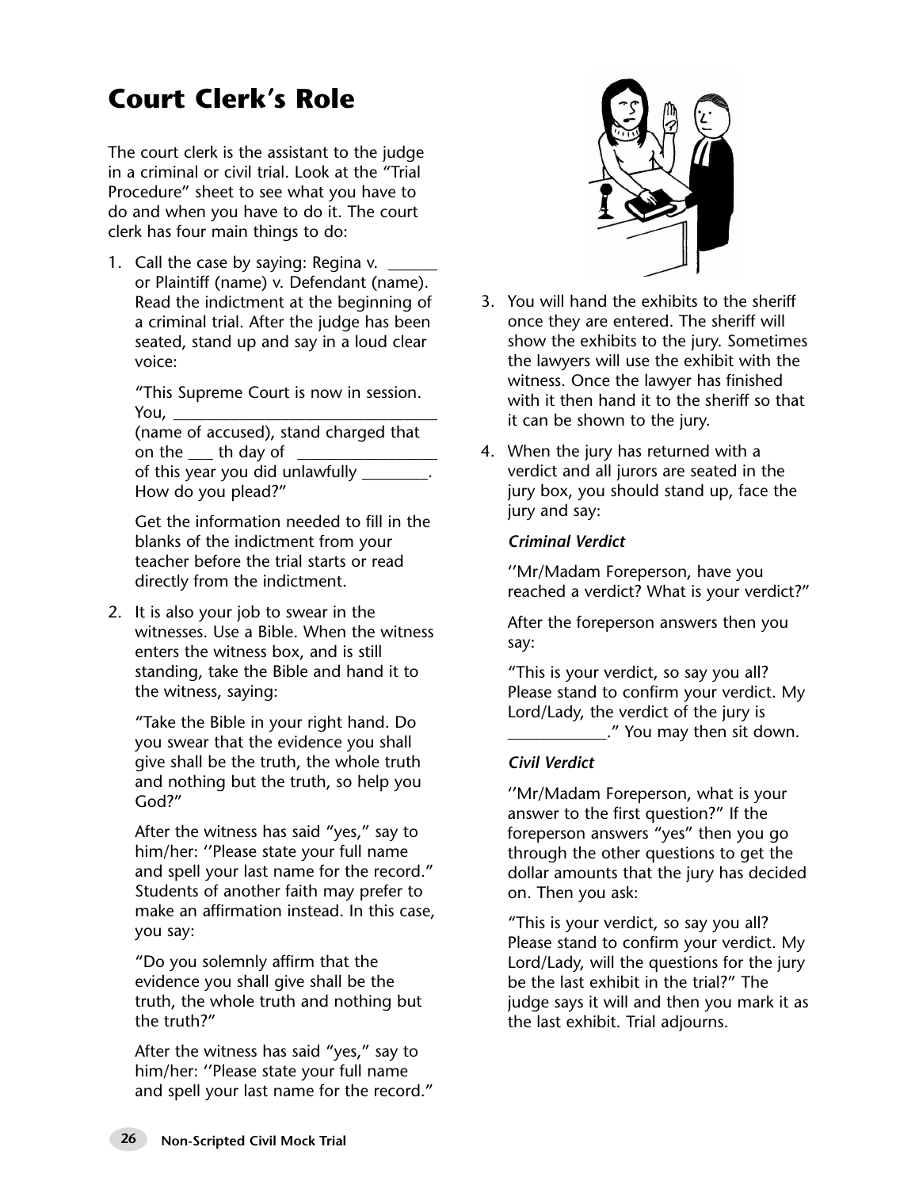# Court Clerk's Role

The court clerk is the assistant to the judge in a criminal or civil trial. Look at the "Trial Procedure" sheet to see what you have to do and when you have to do it. The court clerk has four main things to do:

1. Call the case by saying: Regina v. ______ or Plaintiff (name) v. Defendant (name). Read the indictment at the beginning of a criminal trial. After the judge has been seated, stand up and say in a loud clear voice:

   "This Supreme Court is now in session. You, ________________________________ (name of accused), stand charged that on the ___ th day of _________________ of this year you did unlawfully ________. How do you plead?"

   Get the information needed to fill in the blanks of the indictment from your teacher before the trial starts or read directly from the indictment.

2. It is also your job to swear in the witnesses. Use a Bible. When the witness enters the witness box, and is still standing, take the Bible and hand it to the witness, saying:

   "Take the Bible in your right hand. Do you swear that the evidence you shall give shall be the truth, the whole truth and nothing but the truth, so help you God?"

   After the witness has said "yes," say to him/her: ''Please state your full name and spell your last name for the record." Students of another faith may prefer to make an affirmation instead. In this case, you say:

   "Do you solemnly affirm that the evidence you shall give shall be the truth, the whole truth and nothing but the truth?"

   After the witness has said "yes," say to him/her: ''Please state your full name and spell your last name for the record."

3. You will hand the exhibits to the sheriff once they are entered. The sheriff will show the exhibits to the jury. Sometimes the lawyers will use the exhibit with the witness. Once the lawyer has finished with it then hand it to the sheriff so that it can be shown to the jury.

4. When the jury has returned with a verdict and all jurors are seated in the jury box, you should stand up, face the jury and say:

   ***Criminal Verdict***

   ''Mr/Madam Foreperson, have you reached a verdict? What is your verdict?"

   After the foreperson answers then you say:

   "This is your verdict, so say you all? Please stand to confirm your verdict. My Lord/Lady, the verdict of the jury is ____________." You may then sit down.

   ***Civil Verdict***

   ''Mr/Madam Foreperson, what is your answer to the first question?" If the foreperson answers "yes" then you go through the other questions to get the dollar amounts that the jury has decided on. Then you ask:

   "This is your verdict, so say you all? Please stand to confirm your verdict. My Lord/Lady, will the questions for the jury be the last exhibit in the trial?" The judge says it will and then you mark it as the last exhibit. Trial adjourns.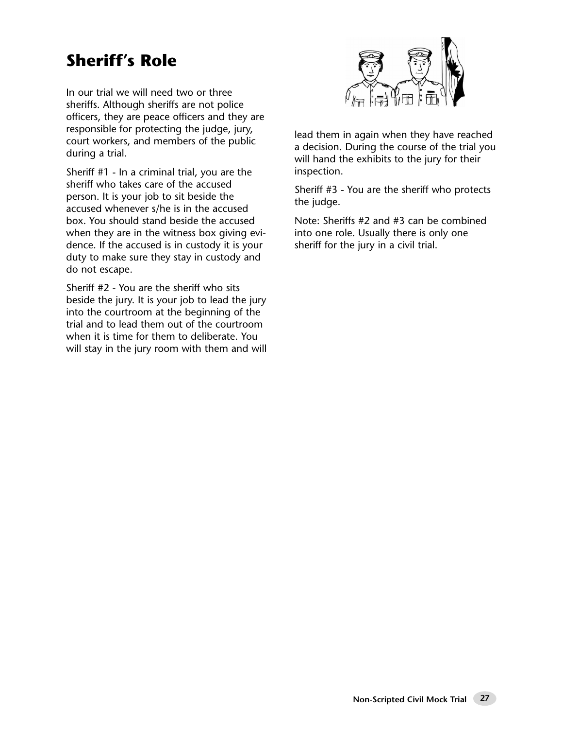# Sheriff's Role

In our trial we will need two or three sheriffs. Although sheriffs are not police officers, they are peace officers and they are responsible for protecting the judge, jury, court workers, and members of the public during a trial.

Sheriff #1 - In a criminal trial, you are the sheriff who takes care of the accused person. It is your job to sit beside the accused whenever s/he is in the accused box. You should stand beside the accused when they are in the witness box giving evidence. If the accused is in custody it is your duty to make sure they stay in custody and do not escape.

Sheriff #2 - You are the sheriff who sits beside the jury. It is your job to lead the jury into the courtroom at the beginning of the trial and to lead them out of the courtroom when it is time for them to deliberate. You will stay in the jury room with them and will lead them in again when they have reached a decision. During the course of the trial you will hand the exhibits to the jury for their inspection.

Sheriff #3 - You are the sheriff who protects the judge.

Note: Sheriffs #2 and #3 can be combined into one role. Usually there is only one sheriff for the jury in a civil trial.